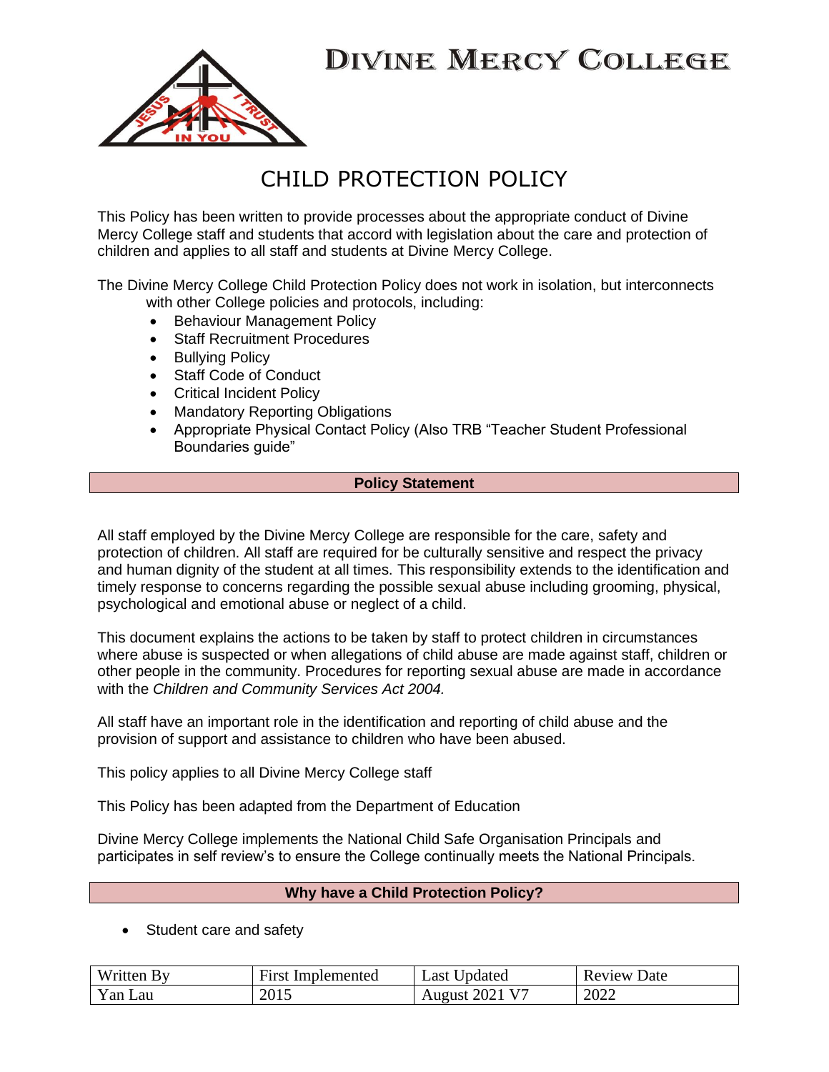# DIVINE MERCY COLLEGE

## CHILD PROTECTION POLICY

This Policy has been written to provide processes about the appropriate conduct of Divine Mercy College staff and students that accord with legislation about the care and protection of children and applies to all staff and students at Divine Mercy College.

The Divine Mercy College Child Protection Policy does not work in isolation, but interconnects with other College policies and protocols, including:

- Behaviour Management Policy
- Staff Recruitment Procedures
- Bullying Policy
- Staff Code of Conduct
- Critical Incident Policy
- Mandatory Reporting Obligations
- Appropriate Physical Contact Policy (Also TRB "Teacher Student Professional Boundaries guide"

### Policy Statement

All staff employed by the Divine Mercy College are responsible for the care, safety and protection of children. All staff are required for be culturally sensitive and respect the privacy and human dignity of the student at all times. This responsibility extends to the identification and timely response to concerns regarding the possible sexual abuse including grooming, physical, psychological and emotional abuse or neglect of a child.

This document explains the actions to be taken by staff to protect children in circumstances where abuse is suspected or when allegations of child abuse are made against staff, children or other people in the community. Procedures for reporting sexual abuse are made in accordance with the *Children and Community Services Act 2004.*

All staff have an important role in the identification and reporting of child abuse and the provision of support and assistance to children who have been abused.

This policy applies to all Divine Mercy College staff

This Policy has been adapted from the Department of Education

Divine Mercy College implements the National Child Safe Organisation Principals and participates in self review's to ensure the College continually meets the National Principals.

### Why have a Child Protection Policy?

- Student care and safety

| Written By | First Implemented | Last Updated | Review Date |
|---|---|---|---|
| Yan Lau | 2015 | August 2021 V7 | 2022 |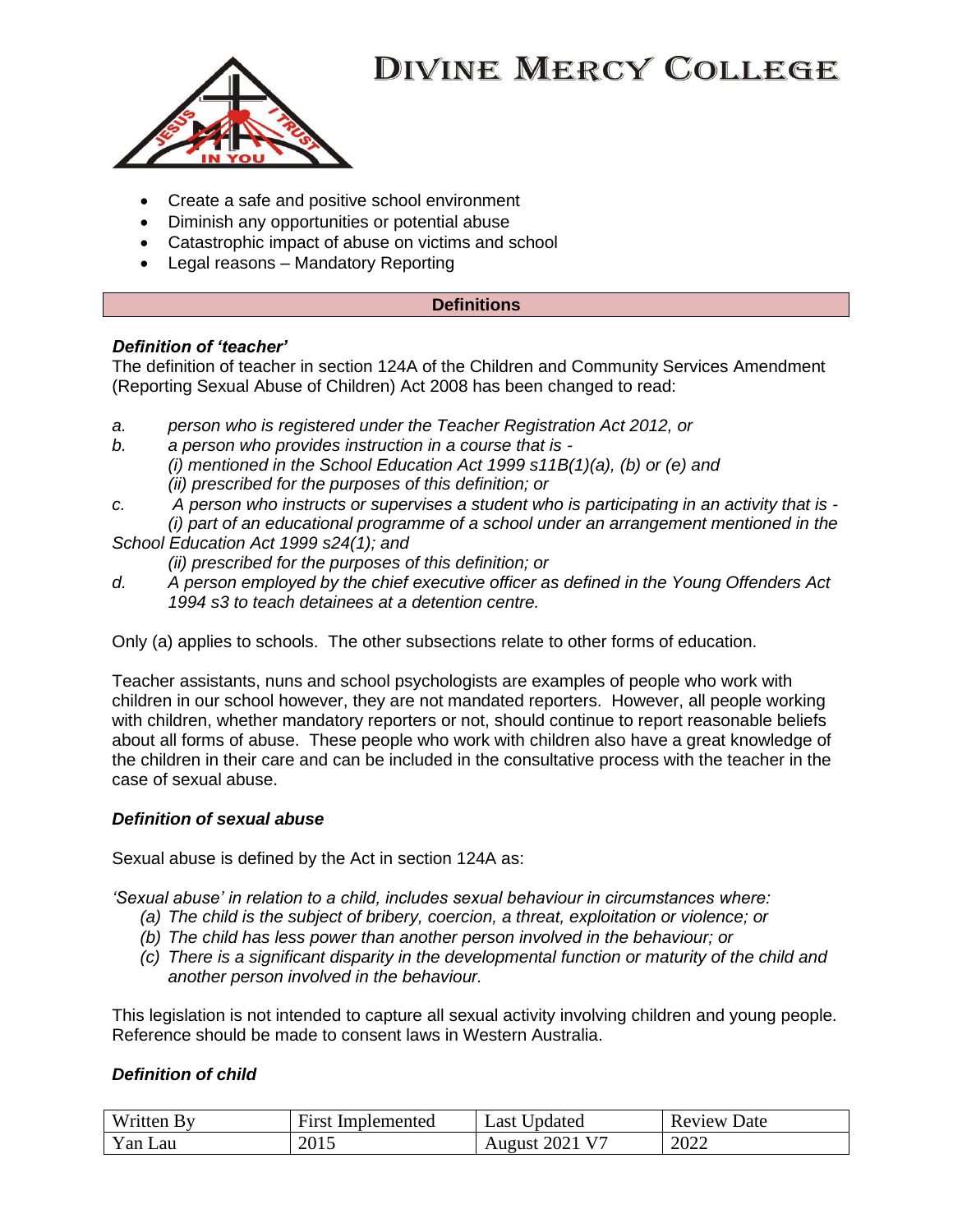- Create a safe and positive school environment
- Diminish any opportunities or potential abuse
- Catastrophic impact of abuse on victims and school
- Legal reasons – Mandatory Reporting

## Definitions

### *Definition of 'teacher'*

The definition of teacher in section 124A of the Children and Community Services Amendment (Reporting Sexual Abuse of Children) Act 2008 has been changed to read:

a. *person who is registered under the Teacher Registration Act 2012, or*

b. *a person who provides instruction in a course that is -*
   *(i) mentioned in the School Education Act 1999 s11B(1)(a), (b) or (e) and*
   *(ii) prescribed for the purposes of this definition; or*

c. *A person who instructs or supervises a student who is participating in an activity that is -*
   *(i) part of an educational programme of a school under an arrangement mentioned in the School Education Act 1999 s24(1); and*
   *(ii) prescribed for the purposes of this definition; or*

d. *A person employed by the chief executive officer as defined in the Young Offenders Act 1994 s3 to teach detainees at a detention centre.*

Only (a) applies to schools. The other subsections relate to other forms of education.

Teacher assistants, nuns and school psychologists are examples of people who work with children in our school however, they are not mandated reporters. However, all people working with children, whether mandatory reporters or not, should continue to report reasonable beliefs about all forms of abuse. These people who work with children also have a great knowledge of the children in their care and can be included in the consultative process with the teacher in the case of sexual abuse.

### *Definition of sexual abuse*

Sexual abuse is defined by the Act in section 124A as:

*'Sexual abuse' in relation to a child, includes sexual behaviour in circumstances where:*

*(a) The child is the subject of bribery, coercion, a threat, exploitation or violence; or*
*(b) The child has less power than another person involved in the behaviour; or*
*(c) There is a significant disparity in the developmental function or maturity of the child and another person involved in the behaviour.*

This legislation is not intended to capture all sexual activity involving children and young people. Reference should be made to consent laws in Western Australia.

### *Definition of child*

| Written By | First Implemented | Last Updated | Review Date |
| --- | --- | --- | --- |
| Yan Lau | 2015 | August 2021 V7 | 2022 |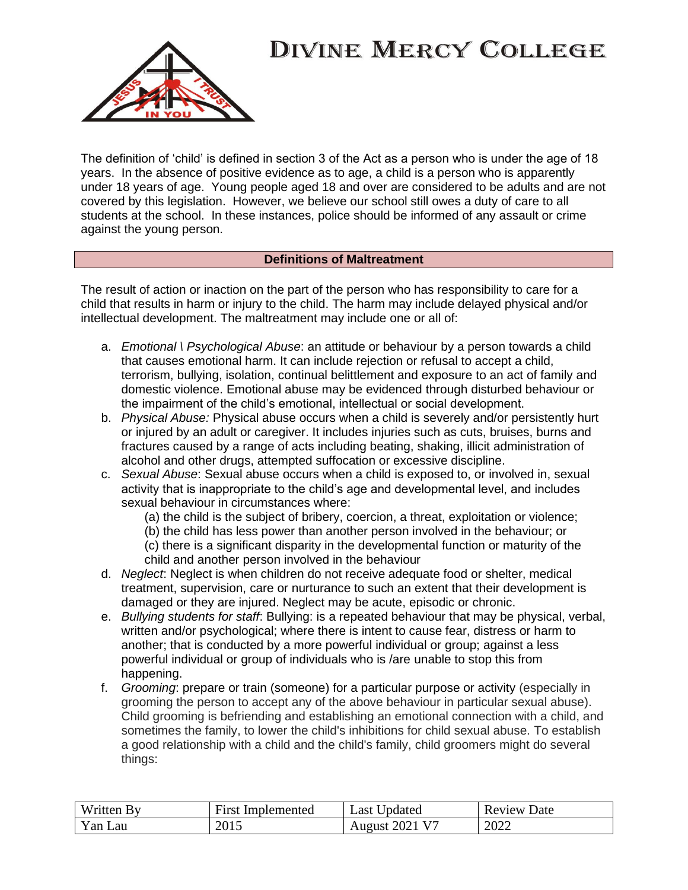The definition of 'child' is defined in section 3 of the Act as a person who is under the age of 18 years. In the absence of positive evidence as to age, a child is a person who is apparently under 18 years of age. Young people aged 18 and over are considered to be adults and are not covered by this legislation. However, we believe our school still owes a duty of care to all students at the school. In these instances, police should be informed of any assault or crime against the young person.

## Definitions of Maltreatment

The result of action or inaction on the part of the person who has responsibility to care for a child that results in harm or injury to the child. The harm may include delayed physical and/or intellectual development. The maltreatment may include one or all of:

a. *Emotional \ Psychological Abuse*: an attitude or behaviour by a person towards a child that causes emotional harm. It can include rejection or refusal to accept a child, terrorism, bullying, isolation, continual belittlement and exposure to an act of family and domestic violence. Emotional abuse may be evidenced through disturbed behaviour or the impairment of the child's emotional, intellectual or social development.
b. *Physical Abuse:* Physical abuse occurs when a child is severely and/or persistently hurt or injured by an adult or caregiver. It includes injuries such as cuts, bruises, burns and fractures caused by a range of acts including beating, shaking, illicit administration of alcohol and other drugs, attempted suffocation or excessive discipline.
c. *Sexual Abuse*: Sexual abuse occurs when a child is exposed to, or involved in, sexual activity that is inappropriate to the child's age and developmental level, and includes sexual behaviour in circumstances where:
   (a) the child is the subject of bribery, coercion, a threat, exploitation or violence;
   (b) the child has less power than another person involved in the behaviour; or
   (c) there is a significant disparity in the developmental function or maturity of the child and another person involved in the behaviour
d. *Neglect*: Neglect is when children do not receive adequate food or shelter, medical treatment, supervision, care or nurturance to such an extent that their development is damaged or they are injured. Neglect may be acute, episodic or chronic.
e. *Bullying students for staff*: Bullying: is a repeated behaviour that may be physical, verbal, written and/or psychological; where there is intent to cause fear, distress or harm to another; that is conducted by a more powerful individual or group; against a less powerful individual or group of individuals who is /are unable to stop this from happening.
f. *Grooming*: prepare or train (someone) for a particular purpose or activity (especially in grooming the person to accept any of the above behaviour in particular sexual abuse). Child grooming is befriending and establishing an emotional connection with a child, and sometimes the family, to lower the child's inhibitions for child sexual abuse. To establish a good relationship with a child and the child's family, child groomers might do several things: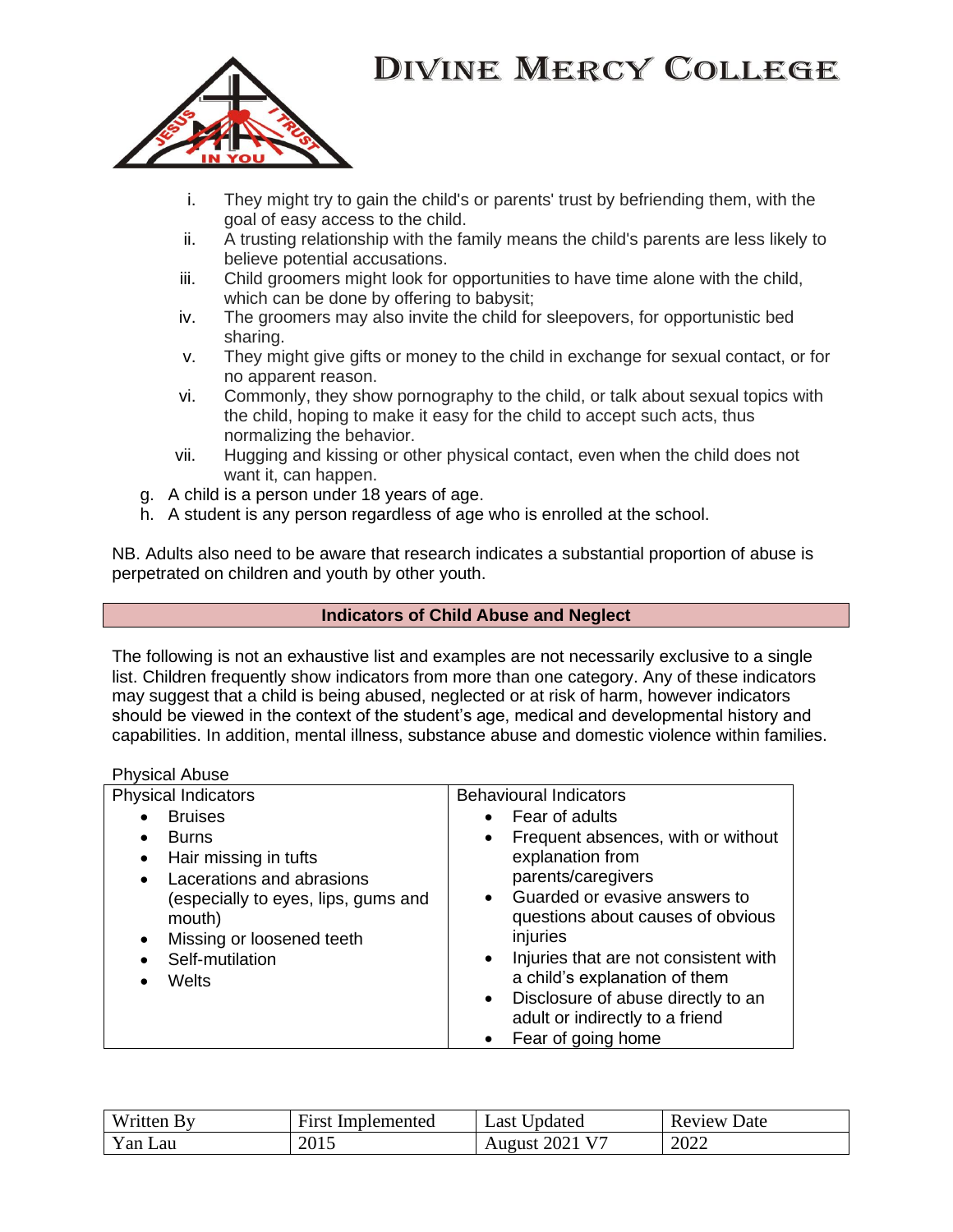i. They might try to gain the child's or parents' trust by befriending them, with the goal of easy access to the child.
ii. A trusting relationship with the family means the child's parents are less likely to believe potential accusations.
iii. Child groomers might look for opportunities to have time alone with the child, which can be done by offering to babysit;
iv. The groomers may also invite the child for sleepovers, for opportunistic bed sharing.
v. They might give gifts or money to the child in exchange for sexual contact, or for no apparent reason.
vi. Commonly, they show pornography to the child, or talk about sexual topics with the child, hoping to make it easy for the child to accept such acts, thus normalizing the behavior.
vii. Hugging and kissing or other physical contact, even when the child does not want it, can happen.

g. A child is a person under 18 years of age.
h. A student is any person regardless of age who is enrolled at the school.

NB. Adults also need to be aware that research indicates a substantial proportion of abuse is perpetrated on children and youth by other youth.

## Indicators of Child Abuse and Neglect

The following is not an exhaustive list and examples are not necessarily exclusive to a single list. Children frequently show indicators from more than one category. Any of these indicators may suggest that a child is being abused, neglected or at risk of harm, however indicators should be viewed in the context of the student's age, medical and developmental history and capabilities. In addition, mental illness, substance abuse and domestic violence within families.

Physical Abuse

| Physical Indicators | Behavioural Indicators |
|---|---|
| • Bruises<br>• Burns<br>• Hair missing in tufts<br>• Lacerations and abrasions (especially to eyes, lips, gums and mouth)<br>• Missing or loosened teeth<br>• Self-mutilation<br>• Welts | • Fear of adults<br>• Frequent absences, with or without explanation from parents/caregivers<br>• Guarded or evasive answers to questions about causes of obvious injuries<br>• Injuries that are not consistent with a child's explanation of them<br>• Disclosure of abuse directly to an adult or indirectly to a friend<br>• Fear of going home |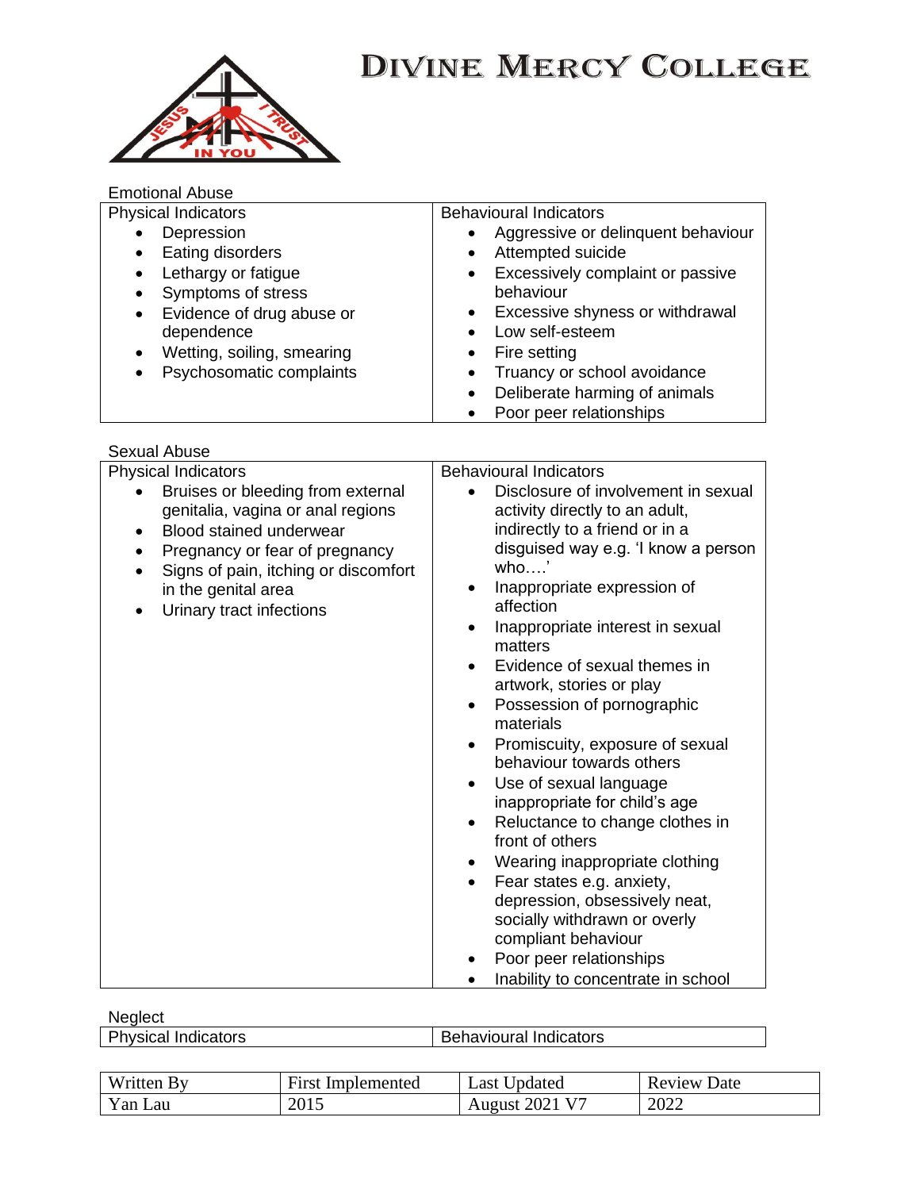Emotional Abuse

| Physical Indicators | Behavioural Indicators |
| --- | --- |
| • Depression<br>• Eating disorders<br>• Lethargy or fatigue<br>• Symptoms of stress<br>• Evidence of drug abuse or dependence<br>• Wetting, soiling, smearing<br>• Psychosomatic complaints | • Aggressive or delinquent behaviour<br>• Attempted suicide<br>• Excessively complaint or passive behaviour<br>• Excessive shyness or withdrawal<br>• Low self-esteem<br>• Fire setting<br>• Truancy or school avoidance<br>• Deliberate harming of animals<br>• Poor peer relationships |

Sexual Abuse

| Physical Indicators | Behavioural Indicators |
| --- | --- |
| • Bruises or bleeding from external genitalia, vagina or anal regions<br>• Blood stained underwear<br>• Pregnancy or fear of pregnancy<br>• Signs of pain, itching or discomfort in the genital area<br>• Urinary tract infections | • Disclosure of involvement in sexual activity directly to an adult, indirectly to a friend or in a disguised way e.g. 'I know a person who….'<br>• Inappropriate expression of affection<br>• Inappropriate interest in sexual matters<br>• Evidence of sexual themes in artwork, stories or play<br>• Possession of pornographic materials<br>• Promiscuity, exposure of sexual behaviour towards others<br>• Use of sexual language inappropriate for child's age<br>• Reluctance to change clothes in front of others<br>• Wearing inappropriate clothing<br>• Fear states e.g. anxiety, depression, obsessively neat, socially withdrawn or overly compliant behaviour<br>• Poor peer relationships<br>• Inability to concentrate in school |

Neglect

| Physical Indicators | Behavioural Indicators |
| --- | --- |

| Written By | First Implemented | Last Updated | Review Date |
| --- | --- | --- | --- |
| Yan Lau | 2015 | August 2021 V7 | 2022 |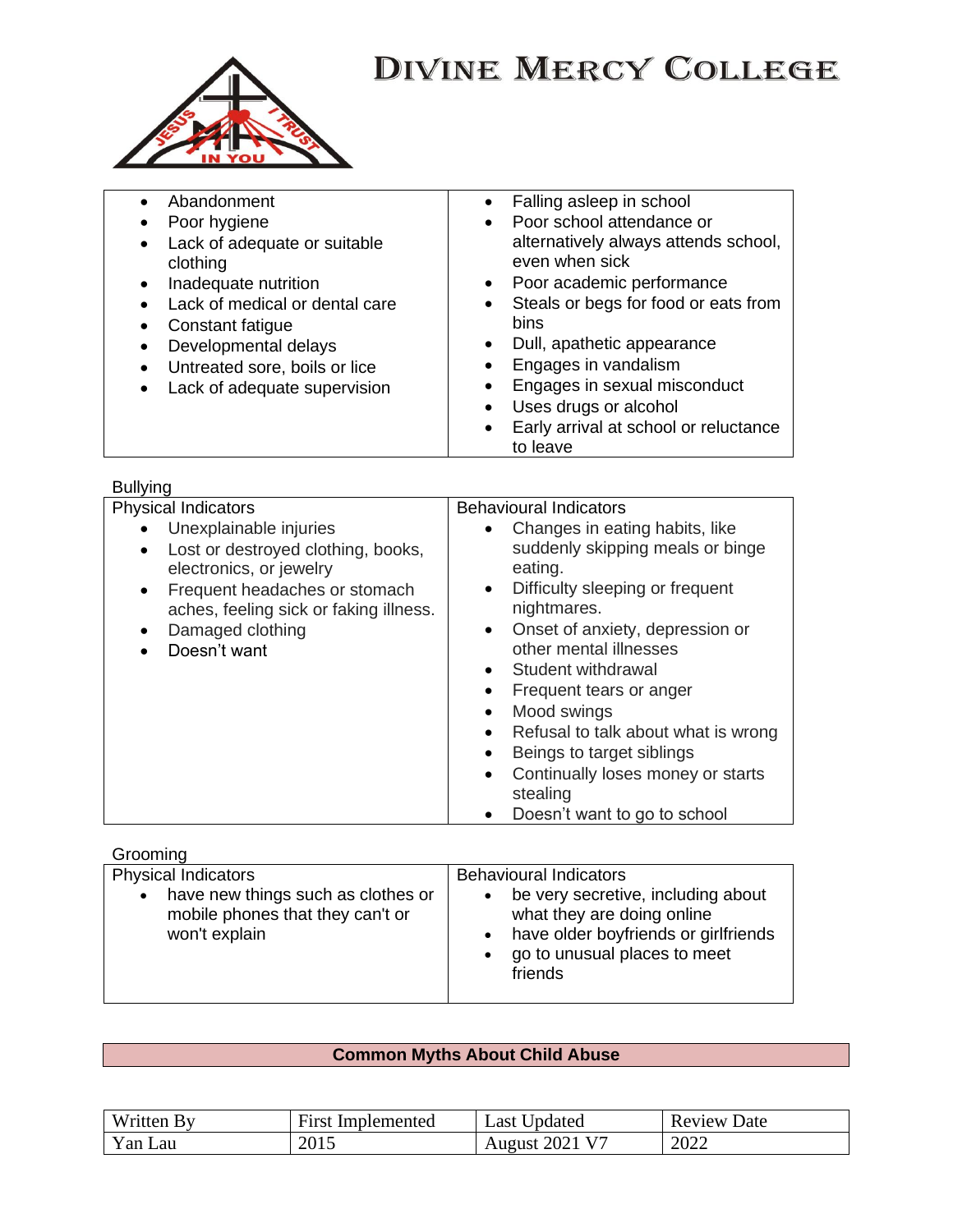# DIVINE MERCY COLLEGE

| | |
|---|---|
| • Abandonment<br>• Poor hygiene<br>• Lack of adequate or suitable clothing<br>• Inadequate nutrition<br>• Lack of medical or dental care<br>• Constant fatigue<br>• Developmental delays<br>• Untreated sore, boils or lice<br>• Lack of adequate supervision | • Falling asleep in school<br>• Poor school attendance or alternatively always attends school, even when sick<br>• Poor academic performance<br>• Steals or begs for food or eats from bins<br>• Dull, apathetic appearance<br>• Engages in vandalism<br>• Engages in sexual misconduct<br>• Uses drugs or alcohol<br>• Early arrival at school or reluctance to leave |

Bullying

| Physical Indicators | Behavioural Indicators |
|---|---|
| • Unexplainable injuries<br>• Lost or destroyed clothing, books, electronics, or jewelry<br>• Frequent headaches or stomach aches, feeling sick or faking illness.<br>• Damaged clothing<br>• Doesn't want | • Changes in eating habits, like suddenly skipping meals or binge eating.<br>• Difficulty sleeping or frequent nightmares.<br>• Onset of anxiety, depression or other mental illnesses<br>• Student withdrawal<br>• Frequent tears or anger<br>• Mood swings<br>• Refusal to talk about what is wrong<br>• Beings to target siblings<br>• Continually loses money or starts stealing<br>• Doesn't want to go to school |

Grooming

| Physical Indicators | Behavioural Indicators |
|---|---|
| • have new things such as clothes or mobile phones that they can't or won't explain | • be very secretive, including about what they are doing online<br>• have older boyfriends or girlfriends<br>• go to unusual places to meet friends |

## Common Myths About Child Abuse

| Written By | First Implemented | Last Updated | Review Date |
|---|---|---|---|
| Yan Lau | 2015 | August 2021 V7 | 2022 |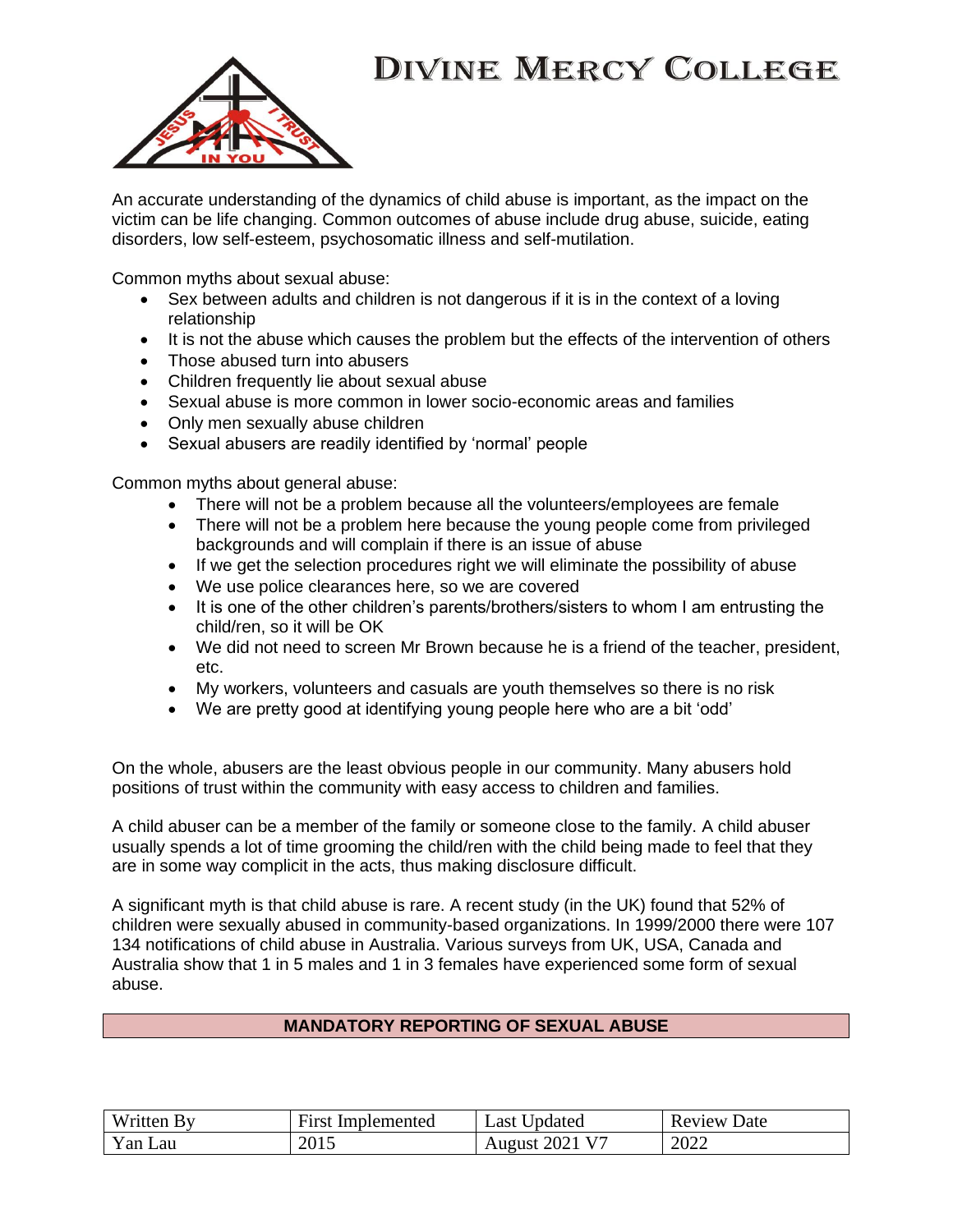An accurate understanding of the dynamics of child abuse is important, as the impact on the victim can be life changing. Common outcomes of abuse include drug abuse, suicide, eating disorders, low self-esteem, psychosomatic illness and self-mutilation.

Common myths about sexual abuse:

- Sex between adults and children is not dangerous if it is in the context of a loving relationship
- It is not the abuse which causes the problem but the effects of the intervention of others
- Those abused turn into abusers
- Children frequently lie about sexual abuse
- Sexual abuse is more common in lower socio-economic areas and families
- Only men sexually abuse children
- Sexual abusers are readily identified by 'normal' people

Common myths about general abuse:

- There will not be a problem because all the volunteers/employees are female
- There will not be a problem here because the young people come from privileged backgrounds and will complain if there is an issue of abuse
- If we get the selection procedures right we will eliminate the possibility of abuse
- We use police clearances here, so we are covered
- It is one of the other children's parents/brothers/sisters to whom I am entrusting the child/ren, so it will be OK
- We did not need to screen Mr Brown because he is a friend of the teacher, president, etc.
- My workers, volunteers and casuals are youth themselves so there is no risk
- We are pretty good at identifying young people here who are a bit 'odd'

On the whole, abusers are the least obvious people in our community. Many abusers hold positions of trust within the community with easy access to children and families.

A child abuser can be a member of the family or someone close to the family. A child abuser usually spends a lot of time grooming the child/ren with the child being made to feel that they are in some way complicit in the acts, thus making disclosure difficult.

A significant myth is that child abuse is rare. A recent study (in the UK) found that 52% of children were sexually abused in community-based organizations. In 1999/2000 there were 107 134 notifications of child abuse in Australia. Various surveys from UK, USA, Canada and Australia show that 1 in 5 males and 1 in 3 females have experienced some form of sexual abuse.

## MANDATORY REPORTING OF SEXUAL ABUSE

| Written By | First Implemented | Last Updated | Review Date |
|---|---|---|---|
| Yan Lau | 2015 | August 2021 V7 | 2022 |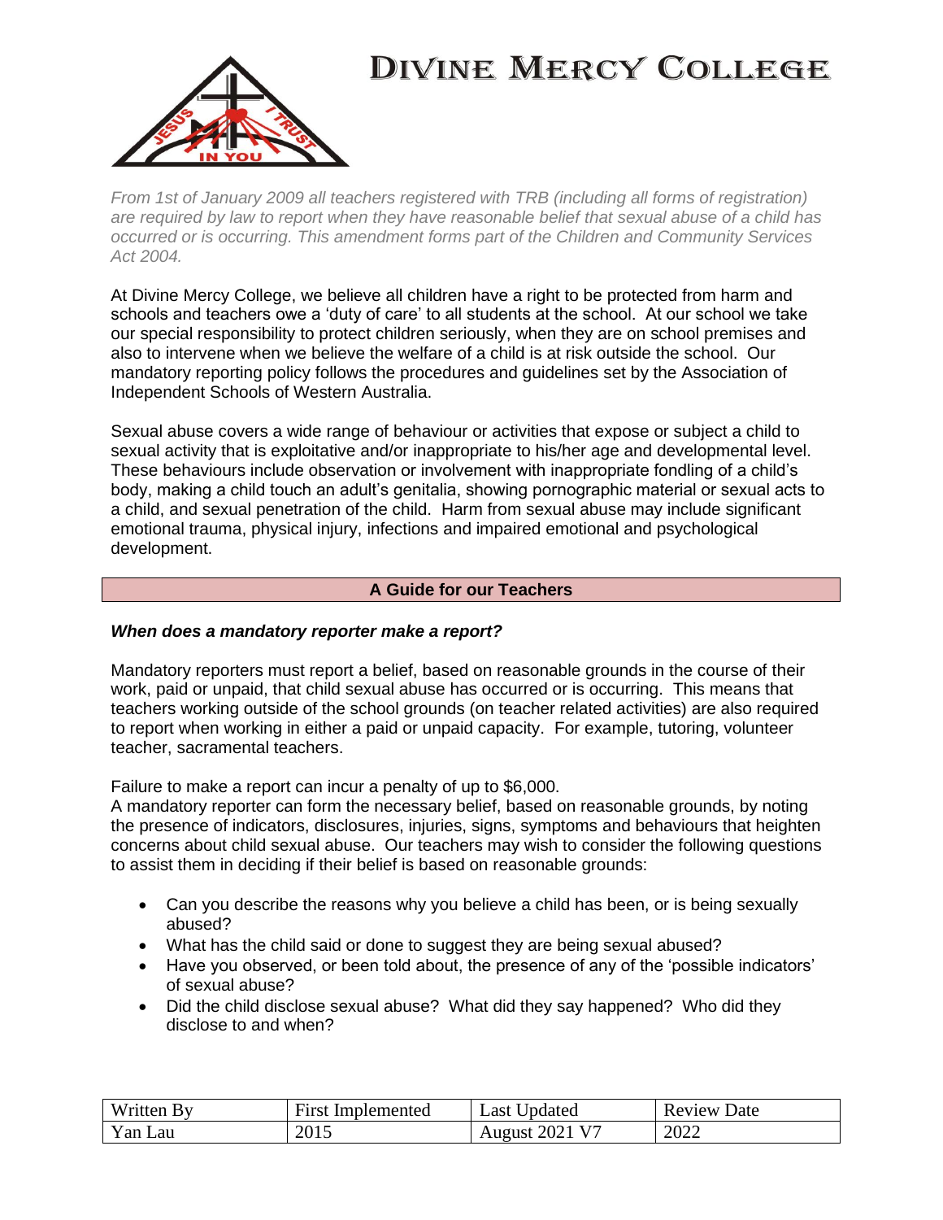# DIVINE MERCY COLLEGE

*From 1st of January 2009 all teachers registered with TRB (including all forms of registration) are required by law to report when they have reasonable belief that sexual abuse of a child has occurred or is occurring. This amendment forms part of the Children and Community Services Act 2004.*

At Divine Mercy College, we believe all children have a right to be protected from harm and schools and teachers owe a 'duty of care' to all students at the school. At our school we take our special responsibility to protect children seriously, when they are on school premises and also to intervene when we believe the welfare of a child is at risk outside the school. Our mandatory reporting policy follows the procedures and guidelines set by the Association of Independent Schools of Western Australia.

Sexual abuse covers a wide range of behaviour or activities that expose or subject a child to sexual activity that is exploitative and/or inappropriate to his/her age and developmental level. These behaviours include observation or involvement with inappropriate fondling of a child's body, making a child touch an adult's genitalia, showing pornographic material or sexual acts to a child, and sexual penetration of the child. Harm from sexual abuse may include significant emotional trauma, physical injury, infections and impaired emotional and psychological development.

## A Guide for our Teachers

### *When does a mandatory reporter make a report?*

Mandatory reporters must report a belief, based on reasonable grounds in the course of their work, paid or unpaid, that child sexual abuse has occurred or is occurring. This means that teachers working outside of the school grounds (on teacher related activities) are also required to report when working in either a paid or unpaid capacity. For example, tutoring, volunteer teacher, sacramental teachers.

Failure to make a report can incur a penalty of up to $6,000.

A mandatory reporter can form the necessary belief, based on reasonable grounds, by noting the presence of indicators, disclosures, injuries, signs, symptoms and behaviours that heighten concerns about child sexual abuse. Our teachers may wish to consider the following questions to assist them in deciding if their belief is based on reasonable grounds:

- Can you describe the reasons why you believe a child has been, or is being sexually abused?
- What has the child said or done to suggest they are being sexual abused?
- Have you observed, or been told about, the presence of any of the 'possible indicators' of sexual abuse?
- Did the child disclose sexual abuse? What did they say happened? Who did they disclose to and when?

| Written By | First Implemented | Last Updated | Review Date |
|---|---|---|---|
| Yan Lau | 2015 | August 2021 V7 | 2022 |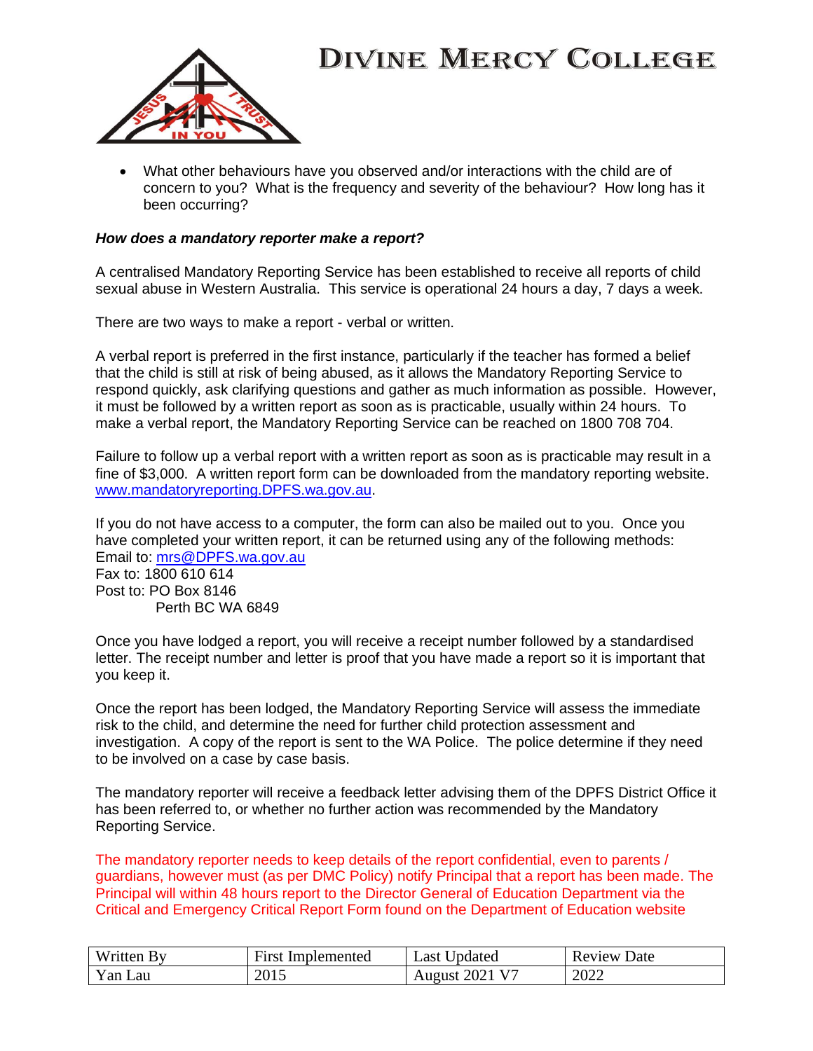- What other behaviours have you observed and/or interactions with the child are of concern to you? What is the frequency and severity of the behaviour? How long has it been occurring?

***How does a mandatory reporter make a report?***

A centralised Mandatory Reporting Service has been established to receive all reports of child sexual abuse in Western Australia. This service is operational 24 hours a day, 7 days a week.

There are two ways to make a report - verbal or written.

A verbal report is preferred in the first instance, particularly if the teacher has formed a belief that the child is still at risk of being abused, as it allows the Mandatory Reporting Service to respond quickly, ask clarifying questions and gather as much information as possible. However, it must be followed by a written report as soon as is practicable, usually within 24 hours. To make a verbal report, the Mandatory Reporting Service can be reached on 1800 708 704.

Failure to follow up a verbal report with a written report as soon as is practicable may result in a fine of $3,000. A written report form can be downloaded from the mandatory reporting website. www.mandatoryreporting.DPFS.wa.gov.au.

If you do not have access to a computer, the form can also be mailed out to you. Once you have completed your written report, it can be returned using any of the following methods:
Email to: mrs@DPFS.wa.gov.au
Fax to: 1800 610 614
Post to: PO Box 8146
Perth BC WA 6849

Once you have lodged a report, you will receive a receipt number followed by a standardised letter. The receipt number and letter is proof that you have made a report so it is important that you keep it.

Once the report has been lodged, the Mandatory Reporting Service will assess the immediate risk to the child, and determine the need for further child protection assessment and investigation. A copy of the report is sent to the WA Police. The police determine if they need to be involved on a case by case basis.

The mandatory reporter will receive a feedback letter advising them of the DPFS District Office it has been referred to, or whether no further action was recommended by the Mandatory Reporting Service.

The mandatory reporter needs to keep details of the report confidential, even to parents / guardians, however must (as per DMC Policy) notify Principal that a report has been made. The Principal will within 48 hours report to the Director General of Education Department via the Critical and Emergency Critical Report Form found on the Department of Education website

| Written By | First Implemented | Last Updated | Review Date |
|---|---|---|---|
| Yan Lau | 2015 | August 2021 V7 | 2022 |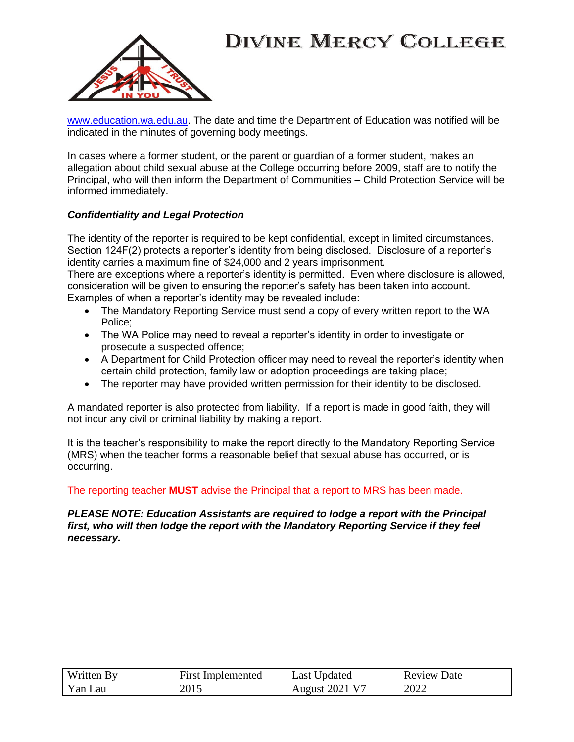www.education.wa.edu.au. The date and time the Department of Education was notified will be indicated in the minutes of governing body meetings.

In cases where a former student, or the parent or guardian of a former student, makes an allegation about child sexual abuse at the College occurring before 2009, staff are to notify the Principal, who will then inform the Department of Communities – Child Protection Service will be informed immediately.

***Confidentiality and Legal Protection***

The identity of the reporter is required to be kept confidential, except in limited circumstances. Section 124F(2) protects a reporter's identity from being disclosed. Disclosure of a reporter's identity carries a maximum fine of $24,000 and 2 years imprisonment.
There are exceptions where a reporter's identity is permitted. Even where disclosure is allowed, consideration will be given to ensuring the reporter's safety has been taken into account. Examples of when a reporter's identity may be revealed include:

- The Mandatory Reporting Service must send a copy of every written report to the WA Police;
- The WA Police may need to reveal a reporter's identity in order to investigate or prosecute a suspected offence;
- A Department for Child Protection officer may need to reveal the reporter's identity when certain child protection, family law or adoption proceedings are taking place;
- The reporter may have provided written permission for their identity to be disclosed.

A mandated reporter is also protected from liability. If a report is made in good faith, they will not incur any civil or criminal liability by making a report.

It is the teacher's responsibility to make the report directly to the Mandatory Reporting Service (MRS) when the teacher forms a reasonable belief that sexual abuse has occurred, or is occurring.

The reporting teacher **MUST** advise the Principal that a report to MRS has been made.

***PLEASE NOTE: Education Assistants are required to lodge a report with the Principal first, who will then lodge the report with the Mandatory Reporting Service if they feel necessary.***

| Written By | First Implemented | Last Updated | Review Date |
|---|---|---|---|
| Yan Lau | 2015 | August 2021 V7 | 2022 |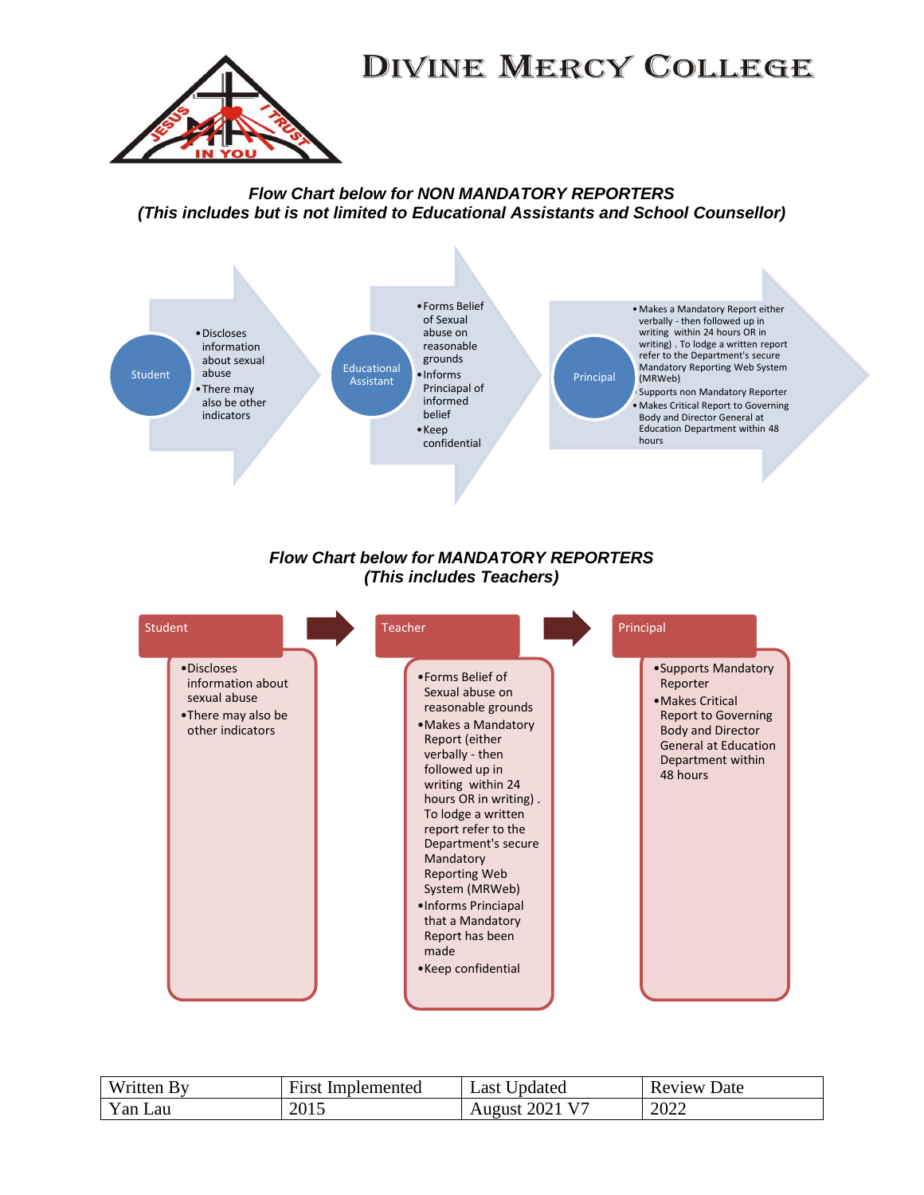# DIVINE MERCY COLLEGE

***Flow Chart below for NON MANDATORY REPORTERS***
***(This includes but is not limited to Educational Assistants and School Counsellor)***

**Student**
- Discloses information about sexual abuse
- There may also be other indicators

**Educational Assistant**
- Forms Belief of Sexual abuse on reasonable grounds
- Informs Princiapal of informed belief
- Keep confidential

**Principal**
- Makes a Mandatory Report either verbally - then followed up in writing within 24 hours OR in writing) . To lodge a written report refer to the Department's secure Mandatory Reporting Web System (MRWeb)
- Supports non Mandatory Reporter
- Makes Critical Report to Governing Body and Director General at Education Department within 48 hours

***Flow Chart below for MANDATORY REPORTERS***
***(This includes Teachers)***

**Student**
- Discloses information about sexual abuse
- There may also be other indicators

**Teacher**
- Forms Belief of Sexual abuse on reasonable grounds
- Makes a Mandatory Report (either verbally - then followed up in writing within 24 hours OR in writing) . To lodge a written report refer to the Department's secure Mandatory Reporting Web System (MRWeb)
- Informs Princiapal that a Mandatory Report has been made
- Keep confidential

**Principal**
- Supports Mandatory Reporter
- Makes Critical Report to Governing Body and Director General at Education Department within 48 hours

| Written By | First Implemented | Last Updated | Review Date |
|---|---|---|---|
| Yan Lau | 2015 | August 2021 V7 | 2022 |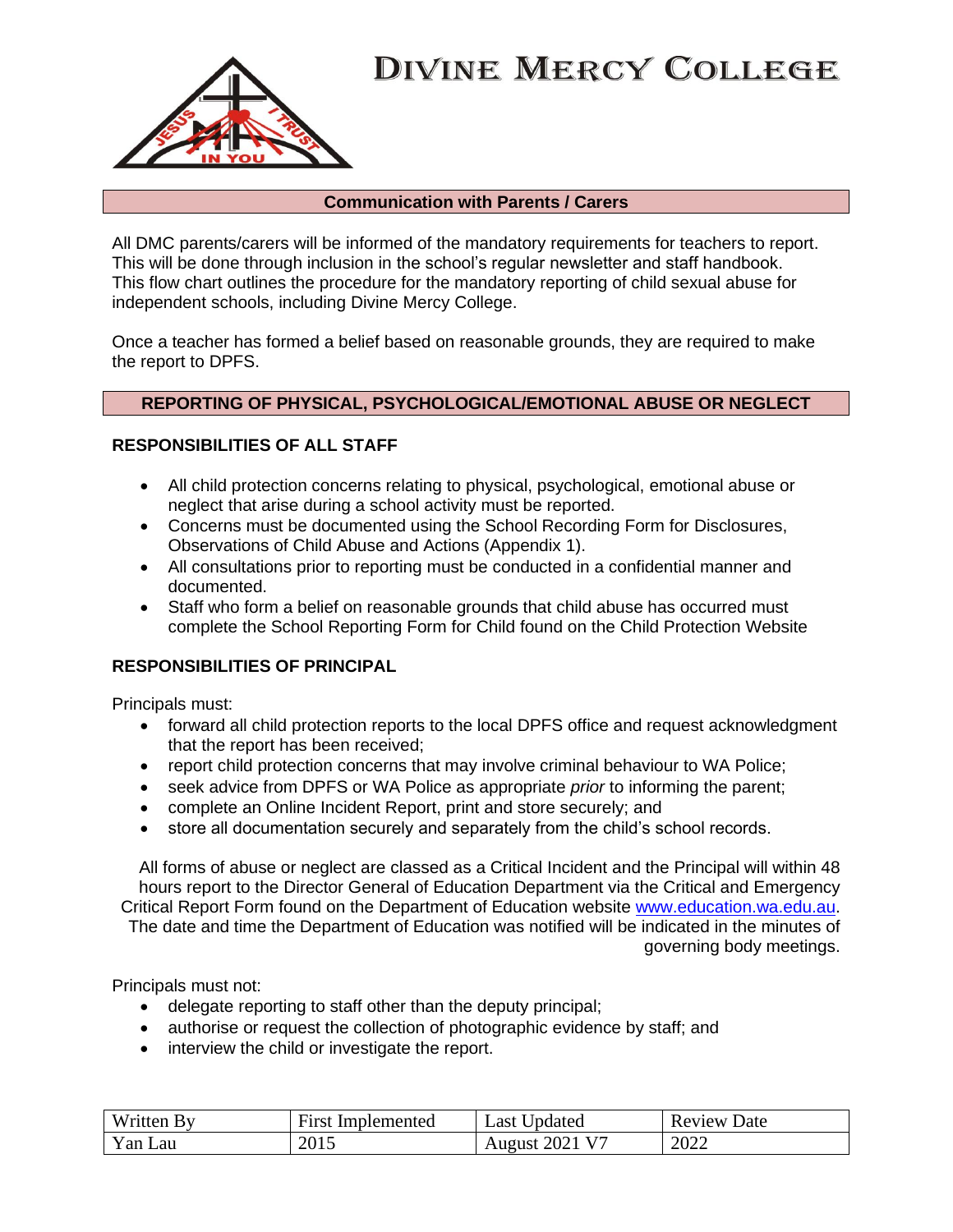# DIVINE MERCY COLLEGE

## Communication with Parents / Carers

All DMC parents/carers will be informed of the mandatory requirements for teachers to report. This will be done through inclusion in the school's regular newsletter and staff handbook. This flow chart outlines the procedure for the mandatory reporting of child sexual abuse for independent schools, including Divine Mercy College.

Once a teacher has formed a belief based on reasonable grounds, they are required to make the report to DPFS.

## REPORTING OF PHYSICAL, PSYCHOLOGICAL/EMOTIONAL ABUSE OR NEGLECT

### RESPONSIBILITIES OF ALL STAFF

- All child protection concerns relating to physical, psychological, emotional abuse or neglect that arise during a school activity must be reported.
- Concerns must be documented using the School Recording Form for Disclosures, Observations of Child Abuse and Actions (Appendix 1).
- All consultations prior to reporting must be conducted in a confidential manner and documented.
- Staff who form a belief on reasonable grounds that child abuse has occurred must complete the School Reporting Form for Child found on the Child Protection Website

### RESPONSIBILITIES OF PRINCIPAL

Principals must:

- forward all child protection reports to the local DPFS office and request acknowledgment that the report has been received;
- report child protection concerns that may involve criminal behaviour to WA Police;
- seek advice from DPFS or WA Police as appropriate *prior* to informing the parent;
- complete an Online Incident Report, print and store securely; and
- store all documentation securely and separately from the child's school records.

All forms of abuse or neglect are classed as a Critical Incident and the Principal will within 48 hours report to the Director General of Education Department via the Critical and Emergency Critical Report Form found on the Department of Education website www.education.wa.edu.au. The date and time the Department of Education was notified will be indicated in the minutes of governing body meetings.

Principals must not:

- delegate reporting to staff other than the deputy principal;
- authorise or request the collection of photographic evidence by staff; and
- interview the child or investigate the report.

| Written By | First Implemented | Last Updated | Review Date |
|---|---|---|---|
| Yan Lau | 2015 | August 2021 V7 | 2022 |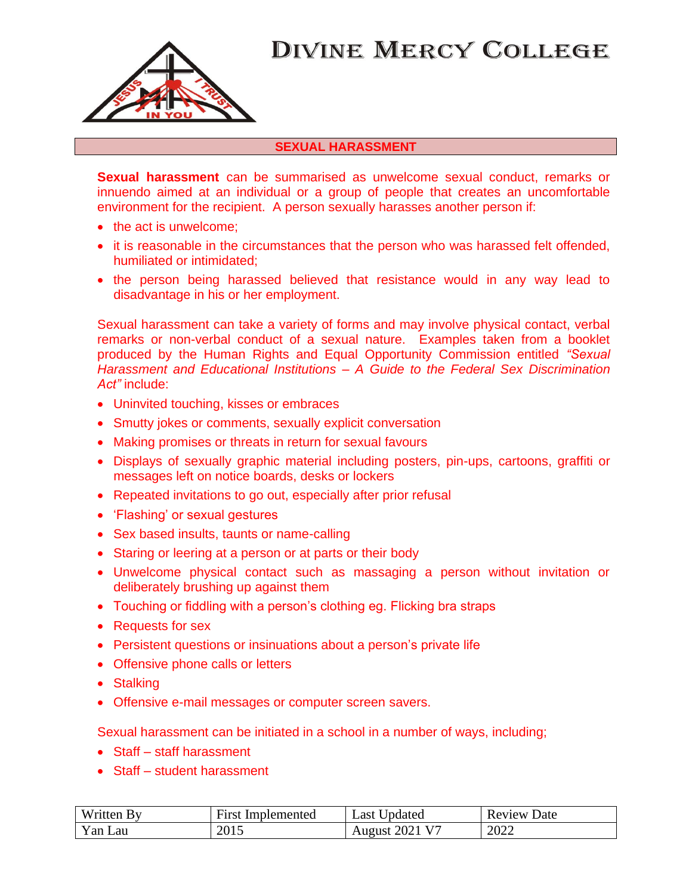# DIVINE MERCY COLLEGE

## SEXUAL HARASSMENT

**Sexual harassment** can be summarised as unwelcome sexual conduct, remarks or innuendo aimed at an individual or a group of people that creates an uncomfortable environment for the recipient. A person sexually harasses another person if:

- the act is unwelcome;
- it is reasonable in the circumstances that the person who was harassed felt offended, humiliated or intimidated;
- the person being harassed believed that resistance would in any way lead to disadvantage in his or her employment.

Sexual harassment can take a variety of forms and may involve physical contact, verbal remarks or non-verbal conduct of a sexual nature. Examples taken from a booklet produced by the Human Rights and Equal Opportunity Commission entitled *"Sexual Harassment and Educational Institutions – A Guide to the Federal Sex Discrimination Act"* include:

- Uninvited touching, kisses or embraces
- Smutty jokes or comments, sexually explicit conversation
- Making promises or threats in return for sexual favours
- Displays of sexually graphic material including posters, pin-ups, cartoons, graffiti or messages left on notice boards, desks or lockers
- Repeated invitations to go out, especially after prior refusal
- 'Flashing' or sexual gestures
- Sex based insults, taunts or name-calling
- Staring or leering at a person or at parts or their body
- Unwelcome physical contact such as massaging a person without invitation or deliberately brushing up against them
- Touching or fiddling with a person's clothing eg. Flicking bra straps
- Requests for sex
- Persistent questions or insinuations about a person's private life
- Offensive phone calls or letters
- Stalking
- Offensive e-mail messages or computer screen savers.

Sexual harassment can be initiated in a school in a number of ways, including;

- Staff – staff harassment
- Staff – student harassment

| Written By | First Implemented | Last Updated | Review Date |
|---|---|---|---|
| Yan Lau | 2015 | August 2021 V7 | 2022 |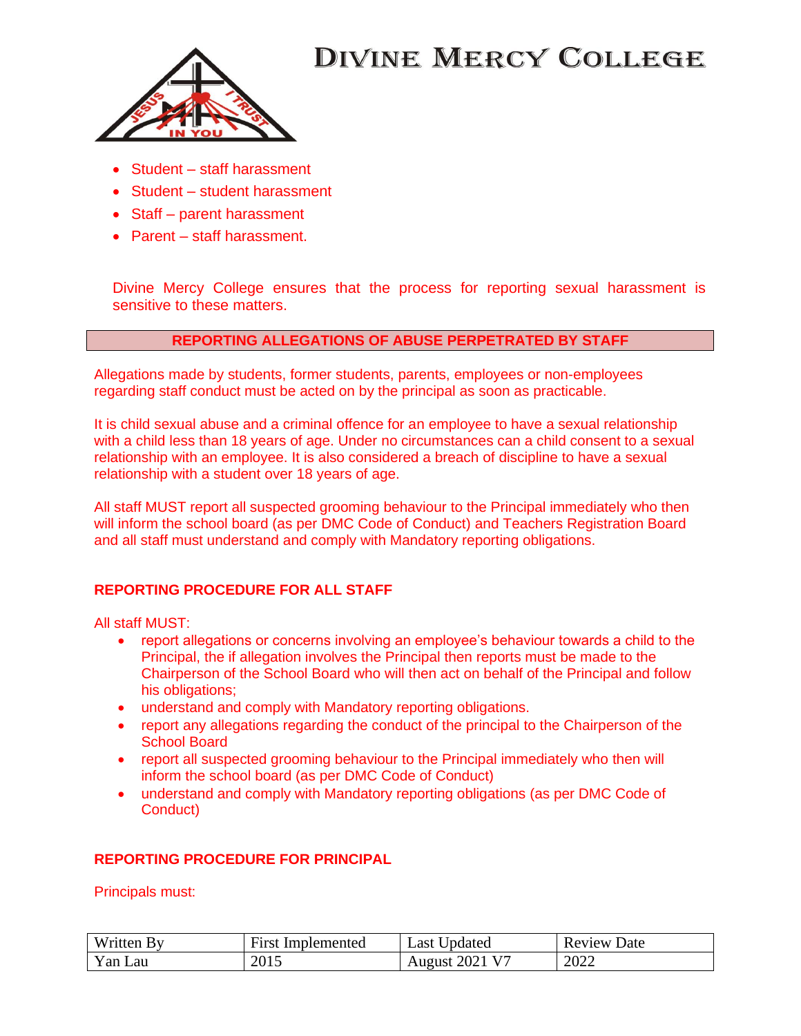- Student – staff harassment
- Student – student harassment
- Staff – parent harassment
- Parent – staff harassment.

Divine Mercy College ensures that the process for reporting sexual harassment is sensitive to these matters.

## REPORTING ALLEGATIONS OF ABUSE PERPETRATED BY STAFF

Allegations made by students, former students, parents, employees or non-employees regarding staff conduct must be acted on by the principal as soon as practicable.

It is child sexual abuse and a criminal offence for an employee to have a sexual relationship with a child less than 18 years of age. Under no circumstances can a child consent to a sexual relationship with an employee. It is also considered a breach of discipline to have a sexual relationship with a student over 18 years of age.

All staff MUST report all suspected grooming behaviour to the Principal immediately who then will inform the school board (as per DMC Code of Conduct) and Teachers Registration Board and all staff must understand and comply with Mandatory reporting obligations.

### REPORTING PROCEDURE FOR ALL STAFF

All staff MUST:

- report allegations or concerns involving an employee's behaviour towards a child to the Principal, the if allegation involves the Principal then reports must be made to the Chairperson of the School Board who will then act on behalf of the Principal and follow his obligations;
- understand and comply with Mandatory reporting obligations.
- report any allegations regarding the conduct of the principal to the Chairperson of the School Board
- report all suspected grooming behaviour to the Principal immediately who then will inform the school board (as per DMC Code of Conduct)
- understand and comply with Mandatory reporting obligations (as per DMC Code of Conduct)

### REPORTING PROCEDURE FOR PRINCIPAL

Principals must:

| Written By | First Implemented | Last Updated | Review Date |
|---|---|---|---|
| Yan Lau | 2015 | August 2021 V7 | 2022 |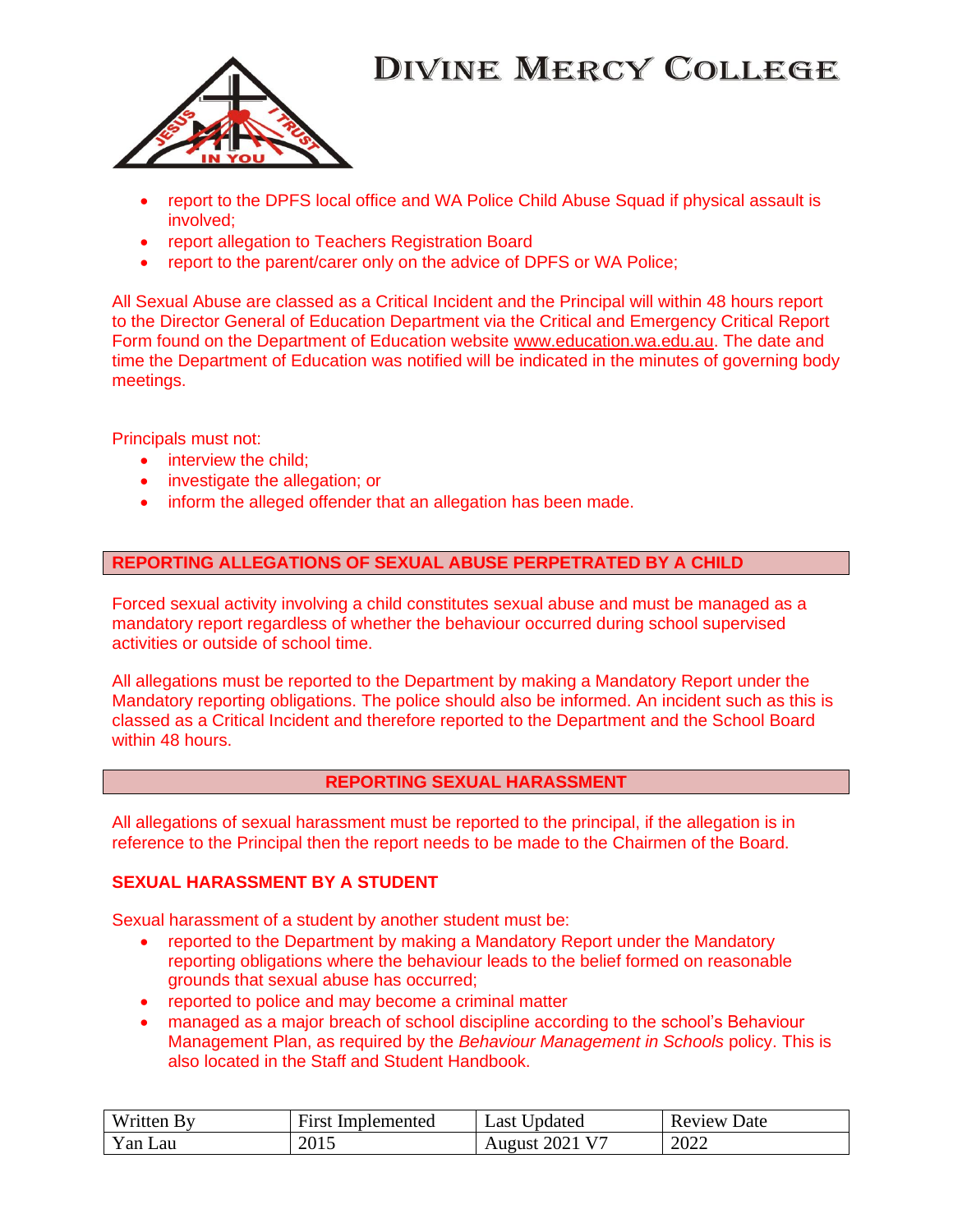- report to the DPFS local office and WA Police Child Abuse Squad if physical assault is involved;
- report allegation to Teachers Registration Board
- report to the parent/carer only on the advice of DPFS or WA Police;

All Sexual Abuse are classed as a Critical Incident and the Principal will within 48 hours report to the Director General of Education Department via the Critical and Emergency Critical Report Form found on the Department of Education website www.education.wa.edu.au. The date and time the Department of Education was notified will be indicated in the minutes of governing body meetings.

Principals must not:

- interview the child;
- investigate the allegation; or
- inform the alleged offender that an allegation has been made.

## REPORTING ALLEGATIONS OF SEXUAL ABUSE PERPETRATED BY A CHILD

Forced sexual activity involving a child constitutes sexual abuse and must be managed as a mandatory report regardless of whether the behaviour occurred during school supervised activities or outside of school time.

All allegations must be reported to the Department by making a Mandatory Report under the Mandatory reporting obligations. The police should also be informed. An incident such as this is classed as a Critical Incident and therefore reported to the Department and the School Board within 48 hours.

## REPORTING SEXUAL HARASSMENT

All allegations of sexual harassment must be reported to the principal, if the allegation is in reference to the Principal then the report needs to be made to the Chairmen of the Board.

### SEXUAL HARASSMENT BY A STUDENT

Sexual harassment of a student by another student must be:

- reported to the Department by making a Mandatory Report under the Mandatory reporting obligations where the behaviour leads to the belief formed on reasonable grounds that sexual abuse has occurred;
- reported to police and may become a criminal matter
- managed as a major breach of school discipline according to the school's Behaviour Management Plan, as required by the *Behaviour Management in Schools* policy. This is also located in the Staff and Student Handbook.

| Written By | First Implemented | Last Updated | Review Date |
| --- | --- | --- | --- |
| Yan Lau | 2015 | August 2021 V7 | 2022 |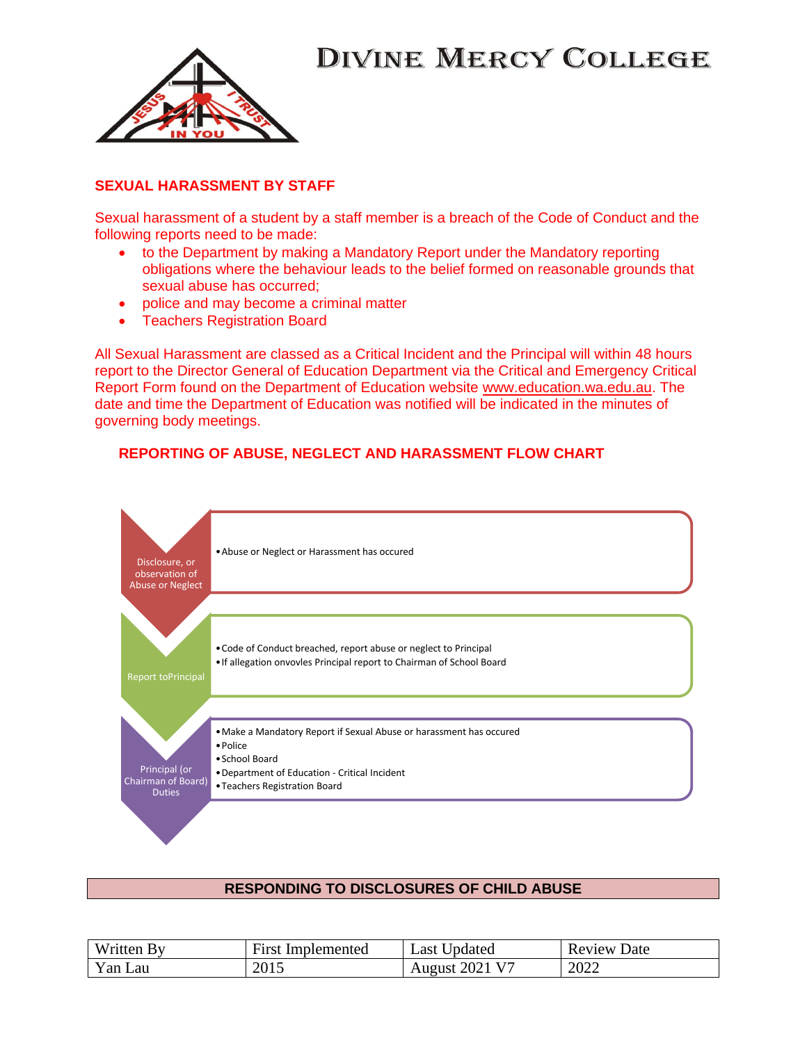# DIVINE MERCY COLLEGE

## SEXUAL HARASSMENT BY STAFF

Sexual harassment of a student by a staff member is a breach of the Code of Conduct and the following reports need to be made:

- to the Department by making a Mandatory Report under the Mandatory reporting obligations where the behaviour leads to the belief formed on reasonable grounds that sexual abuse has occurred;
- police and may become a criminal matter
- Teachers Registration Board

All Sexual Harassment are classed as a Critical Incident and the Principal will within 48 hours report to the Director General of Education Department via the Critical and Emergency Critical Report Form found on the Department of Education website www.education.wa.edu.au. The date and time the Department of Education was notified will be indicated in the minutes of governing body meetings.

## REPORTING OF ABUSE, NEGLECT AND HARASSMENT FLOW CHART

**Disclosure, or observation of Abuse or Neglect**

- Abuse or Neglect or Harassment has occured

**Report toPrincipal**

- Code of Conduct breached, report abuse or neglect to Principal
- If allegation onvovles Principal report to Chairman of School Board

**Principal (or Chairman of Board) Duties**

- Make a Mandatory Report if Sexual Abuse or harassment has occured
- Police
- School Board
- Department of Education - Critical Incident
- Teachers Registration Board

## RESPONDING TO DISCLOSURES OF CHILD ABUSE

| Written By | First Implemented | Last Updated | Review Date |
|---|---|---|---|
| Yan Lau | 2015 | August 2021 V7 | 2022 |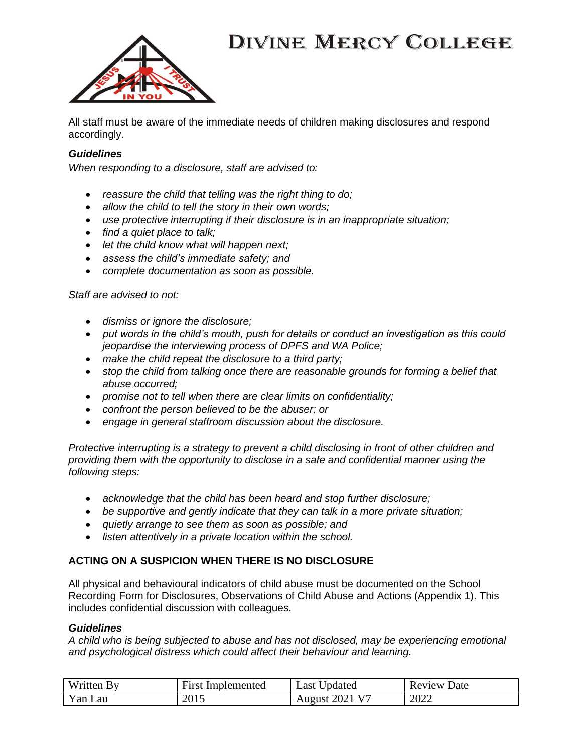All staff must be aware of the immediate needs of children making disclosures and respond accordingly.

***Guidelines***

*When responding to a disclosure, staff are advised to:*

- *reassure the child that telling was the right thing to do;*
- *allow the child to tell the story in their own words;*
- *use protective interrupting if their disclosure is in an inappropriate situation;*
- *find a quiet place to talk;*
- *let the child know what will happen next;*
- *assess the child's immediate safety; and*
- *complete documentation as soon as possible.*

*Staff are advised to not:*

- *dismiss or ignore the disclosure;*
- *put words in the child's mouth, push for details or conduct an investigation as this could jeopardise the interviewing process of DPFS and WA Police;*
- *make the child repeat the disclosure to a third party;*
- *stop the child from talking once there are reasonable grounds for forming a belief that abuse occurred;*
- *promise not to tell when there are clear limits on confidentiality;*
- *confront the person believed to be the abuser; or*
- *engage in general staffroom discussion about the disclosure.*

*Protective interrupting is a strategy to prevent a child disclosing in front of other children and providing them with the opportunity to disclose in a safe and confidential manner using the following steps:*

- *acknowledge that the child has been heard and stop further disclosure;*
- *be supportive and gently indicate that they can talk in a more private situation;*
- *quietly arrange to see them as soon as possible; and*
- *listen attentively in a private location within the school.*

**ACTING ON A SUSPICION WHEN THERE IS NO DISCLOSURE**

All physical and behavioural indicators of child abuse must be documented on the School Recording Form for Disclosures, Observations of Child Abuse and Actions (Appendix 1). This includes confidential discussion with colleagues.

***Guidelines***

*A child who is being subjected to abuse and has not disclosed, may be experiencing emotional and psychological distress which could affect their behaviour and learning.*

| Written By | First Implemented | Last Updated | Review Date |
| --- | --- | --- | --- |
| Yan Lau | 2015 | August 2021 V7 | 2022 |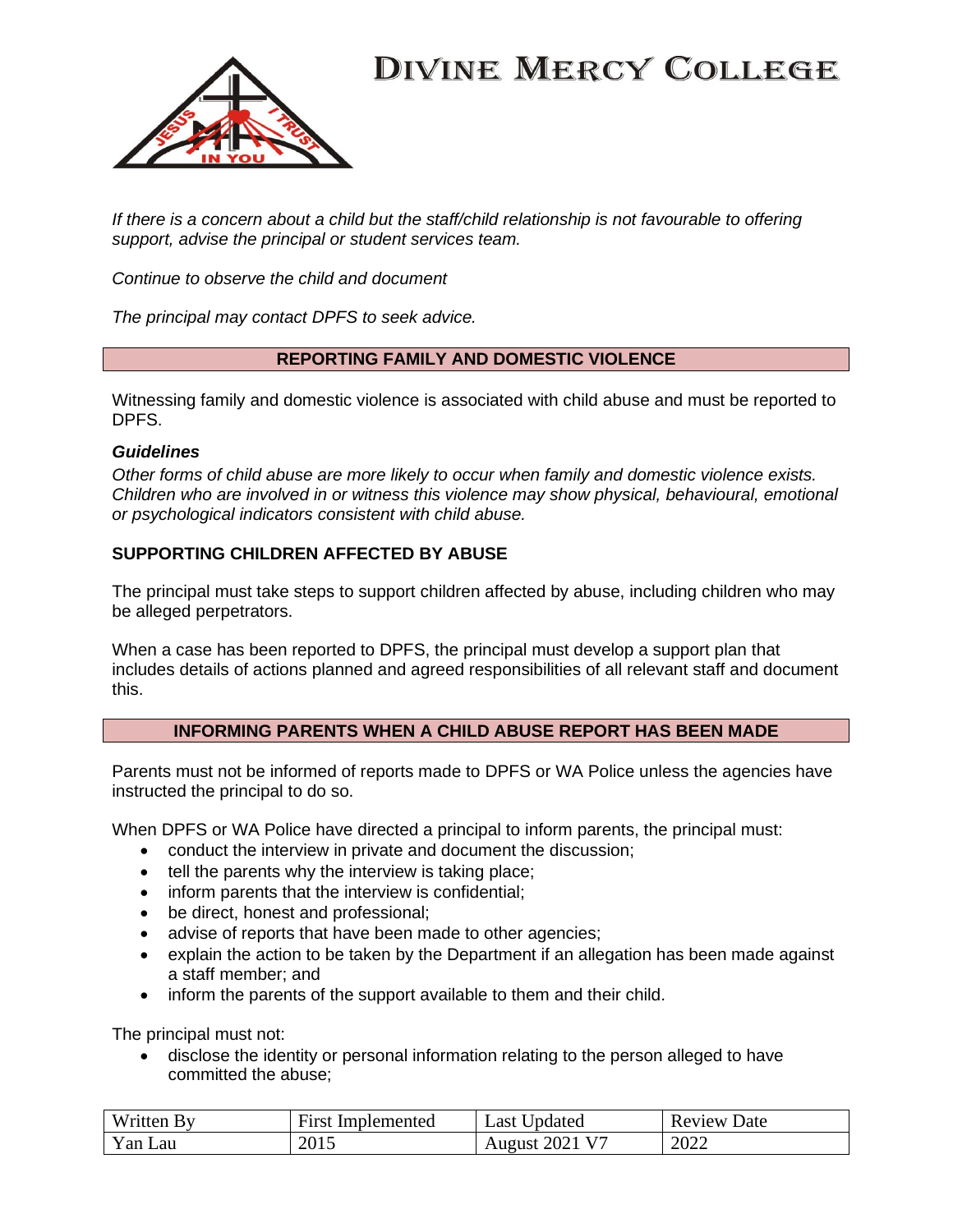*If there is a concern about a child but the staff/child relationship is not favourable to offering support, advise the principal or student services team.*

*Continue to observe the child and document*

*The principal may contact DPFS to seek advice.*

## REPORTING FAMILY AND DOMESTIC VIOLENCE

Witnessing family and domestic violence is associated with child abuse and must be reported to DPFS.

***Guidelines***

*Other forms of child abuse are more likely to occur when family and domestic violence exists. Children who are involved in or witness this violence may show physical, behavioural, emotional or psychological indicators consistent with child abuse.*

### SUPPORTING CHILDREN AFFECTED BY ABUSE

The principal must take steps to support children affected by abuse, including children who may be alleged perpetrators.

When a case has been reported to DPFS, the principal must develop a support plan that includes details of actions planned and agreed responsibilities of all relevant staff and document this.

## INFORMING PARENTS WHEN A CHILD ABUSE REPORT HAS BEEN MADE

Parents must not be informed of reports made to DPFS or WA Police unless the agencies have instructed the principal to do so.

When DPFS or WA Police have directed a principal to inform parents, the principal must:

- conduct the interview in private and document the discussion;
- tell the parents why the interview is taking place;
- inform parents that the interview is confidential;
- be direct, honest and professional;
- advise of reports that have been made to other agencies;
- explain the action to be taken by the Department if an allegation has been made against a staff member; and
- inform the parents of the support available to them and their child.

The principal must not:

- disclose the identity or personal information relating to the person alleged to have committed the abuse;

| Written By | First Implemented | Last Updated | Review Date |
|---|---|---|---|
| Yan Lau | 2015 | August 2021 V7 | 2022 |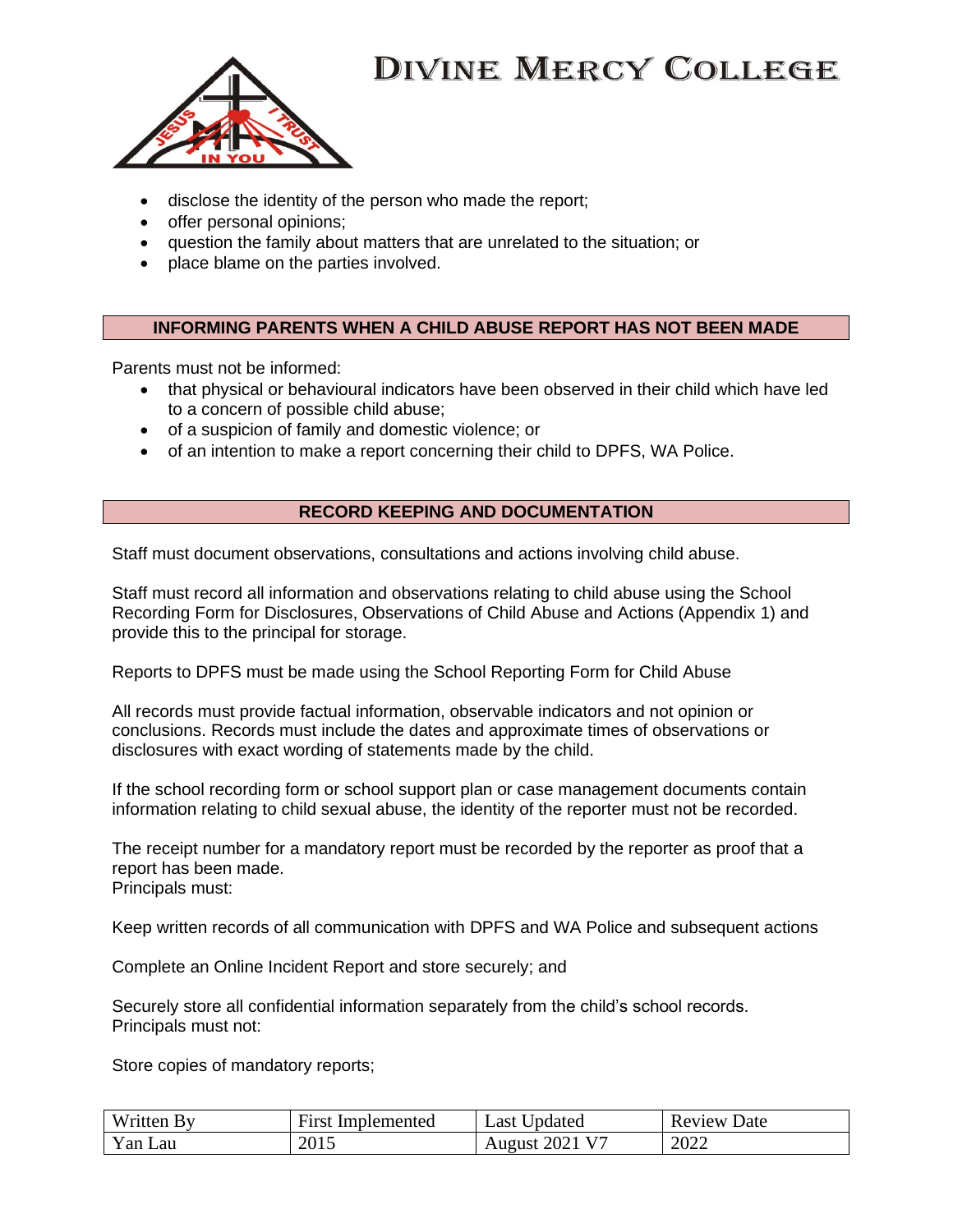- disclose the identity of the person who made the report;
- offer personal opinions;
- question the family about matters that are unrelated to the situation; or
- place blame on the parties involved.

## INFORMING PARENTS WHEN A CHILD ABUSE REPORT HAS NOT BEEN MADE

Parents must not be informed:

- that physical or behavioural indicators have been observed in their child which have led to a concern of possible child abuse;
- of a suspicion of family and domestic violence; or
- of an intention to make a report concerning their child to DPFS, WA Police.

## RECORD KEEPING AND DOCUMENTATION

Staff must document observations, consultations and actions involving child abuse.

Staff must record all information and observations relating to child abuse using the School Recording Form for Disclosures, Observations of Child Abuse and Actions (Appendix 1) and provide this to the principal for storage.

Reports to DPFS must be made using the School Reporting Form for Child Abuse

All records must provide factual information, observable indicators and not opinion or conclusions. Records must include the dates and approximate times of observations or disclosures with exact wording of statements made by the child.

If the school recording form or school support plan or case management documents contain information relating to child sexual abuse, the identity of the reporter must not be recorded.

The receipt number for a mandatory report must be recorded by the reporter as proof that a report has been made.
Principals must:

Keep written records of all communication with DPFS and WA Police and subsequent actions

Complete an Online Incident Report and store securely; and

Securely store all confidential information separately from the child's school records.
Principals must not:

Store copies of mandatory reports;

| Written By | First Implemented | Last Updated | Review Date |
|---|---|---|---|
| Yan Lau | 2015 | August 2021 V7 | 2022 |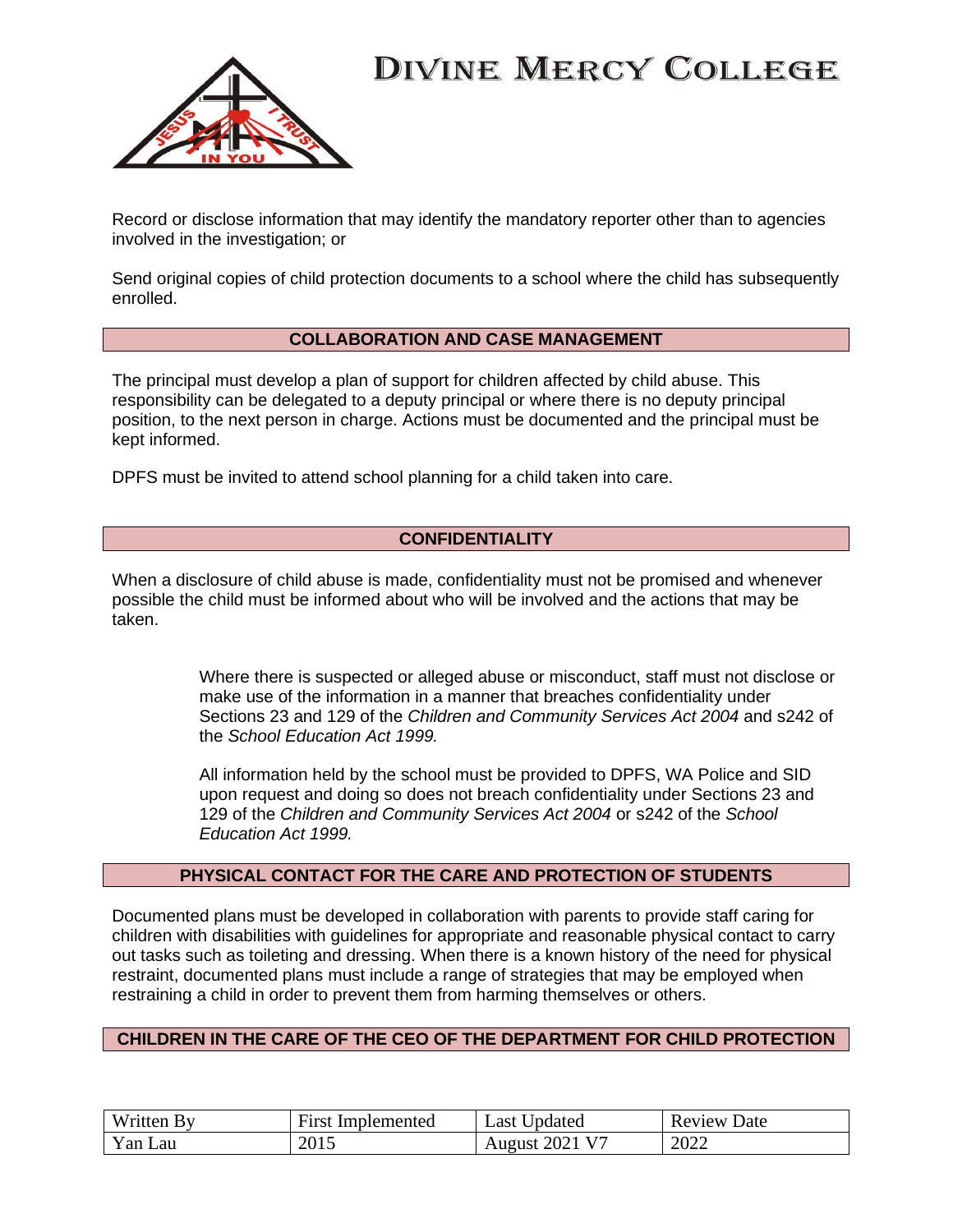Record or disclose information that may identify the mandatory reporter other than to agencies involved in the investigation; or

Send original copies of child protection documents to a school where the child has subsequently enrolled.

## COLLABORATION AND CASE MANAGEMENT

The principal must develop a plan of support for children affected by child abuse. This responsibility can be delegated to a deputy principal or where there is no deputy principal position, to the next person in charge. Actions must be documented and the principal must be kept informed.

DPFS must be invited to attend school planning for a child taken into care.

## CONFIDENTIALITY

When a disclosure of child abuse is made, confidentiality must not be promised and whenever possible the child must be informed about who will be involved and the actions that may be taken.

> Where there is suspected or alleged abuse or misconduct, staff must not disclose or make use of the information in a manner that breaches confidentiality under Sections 23 and 129 of the *Children and Community Services Act 2004* and s242 of the *School Education Act 1999.*
>
> All information held by the school must be provided to DPFS, WA Police and SID upon request and doing so does not breach confidentiality under Sections 23 and 129 of the *Children and Community Services Act 2004* or s242 of the *School Education Act 1999.*

## PHYSICAL CONTACT FOR THE CARE AND PROTECTION OF STUDENTS

Documented plans must be developed in collaboration with parents to provide staff caring for children with disabilities with guidelines for appropriate and reasonable physical contact to carry out tasks such as toileting and dressing. When there is a known history of the need for physical restraint, documented plans must include a range of strategies that may be employed when restraining a child in order to prevent them from harming themselves or others.

## CHILDREN IN THE CARE OF THE CEO OF THE DEPARTMENT FOR CHILD PROTECTION

| Written By | First Implemented | Last Updated | Review Date |
|---|---|---|---|
| Yan Lau | 2015 | August 2021 V7 | 2022 |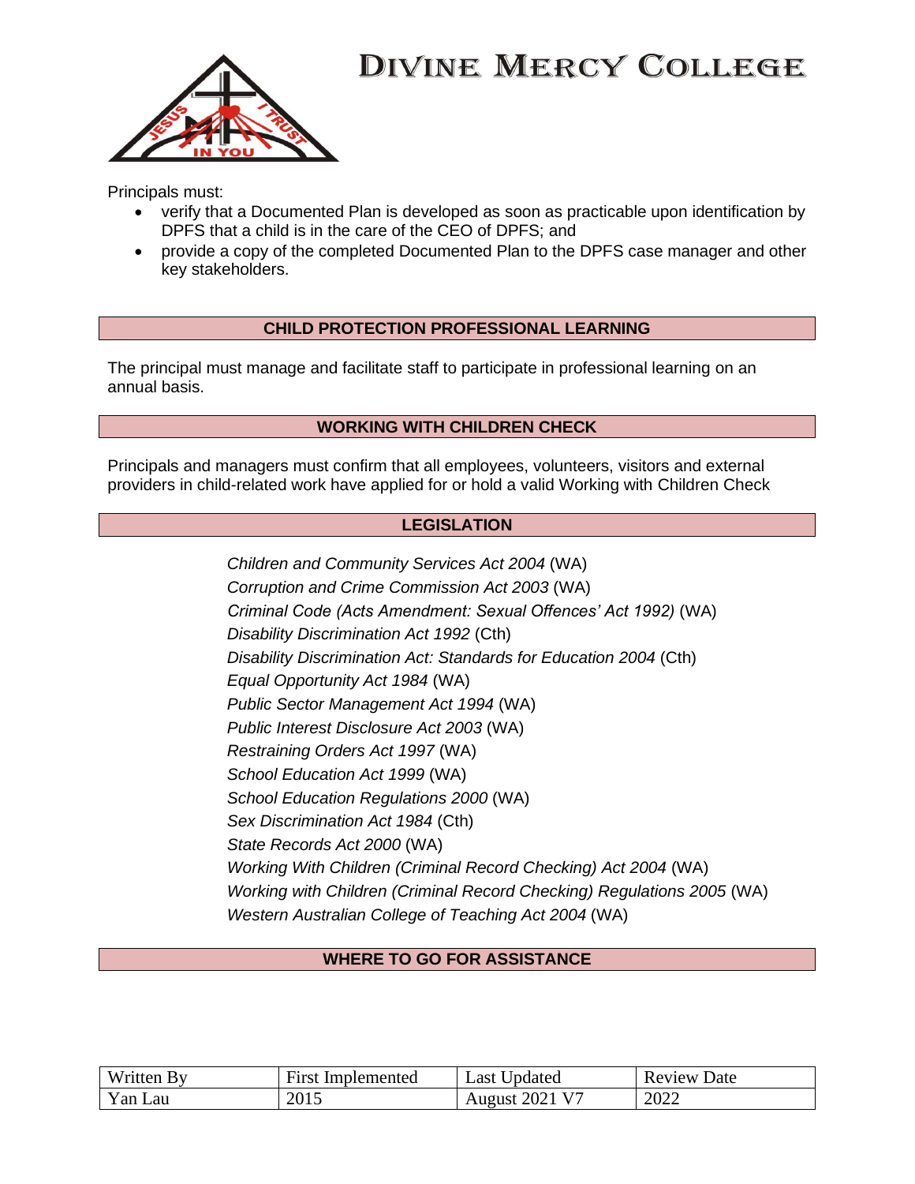Principals must:

- verify that a Documented Plan is developed as soon as practicable upon identification by DPFS that a child is in the care of the CEO of DPFS; and
- provide a copy of the completed Documented Plan to the DPFS case manager and other key stakeholders.

## CHILD PROTECTION PROFESSIONAL LEARNING

The principal must manage and facilitate staff to participate in professional learning on an annual basis.

## WORKING WITH CHILDREN CHECK

Principals and managers must confirm that all employees, volunteers, visitors and external providers in child-related work have applied for or hold a valid Working with Children Check

## LEGISLATION

*Children and Community Services Act 2004* (WA)
*Corruption and Crime Commission Act 2003* (WA)
*Criminal Code (Acts Amendment: Sexual Offences' Act 1992)* (WA)
*Disability Discrimination Act 1992* (Cth)
*Disability Discrimination Act: Standards for Education 2004* (Cth)
*Equal Opportunity Act 1984* (WA)
*Public Sector Management Act 1994* (WA)
*Public Interest Disclosure Act 2003* (WA)
*Restraining Orders Act 1997* (WA)
*School Education Act 1999* (WA)
*School Education Regulations 2000* (WA)
*Sex Discrimination Act 1984* (Cth)
*State Records Act 2000* (WA)
*Working With Children (Criminal Record Checking) Act 2004* (WA)
*Working with Children (Criminal Record Checking) Regulations 2005* (WA)
*Western Australian College of Teaching Act 2004* (WA)

## WHERE TO GO FOR ASSISTANCE

| Written By | First Implemented | Last Updated | Review Date |
|---|---|---|---|
| Yan Lau | 2015 | August 2021 V7 | 2022 |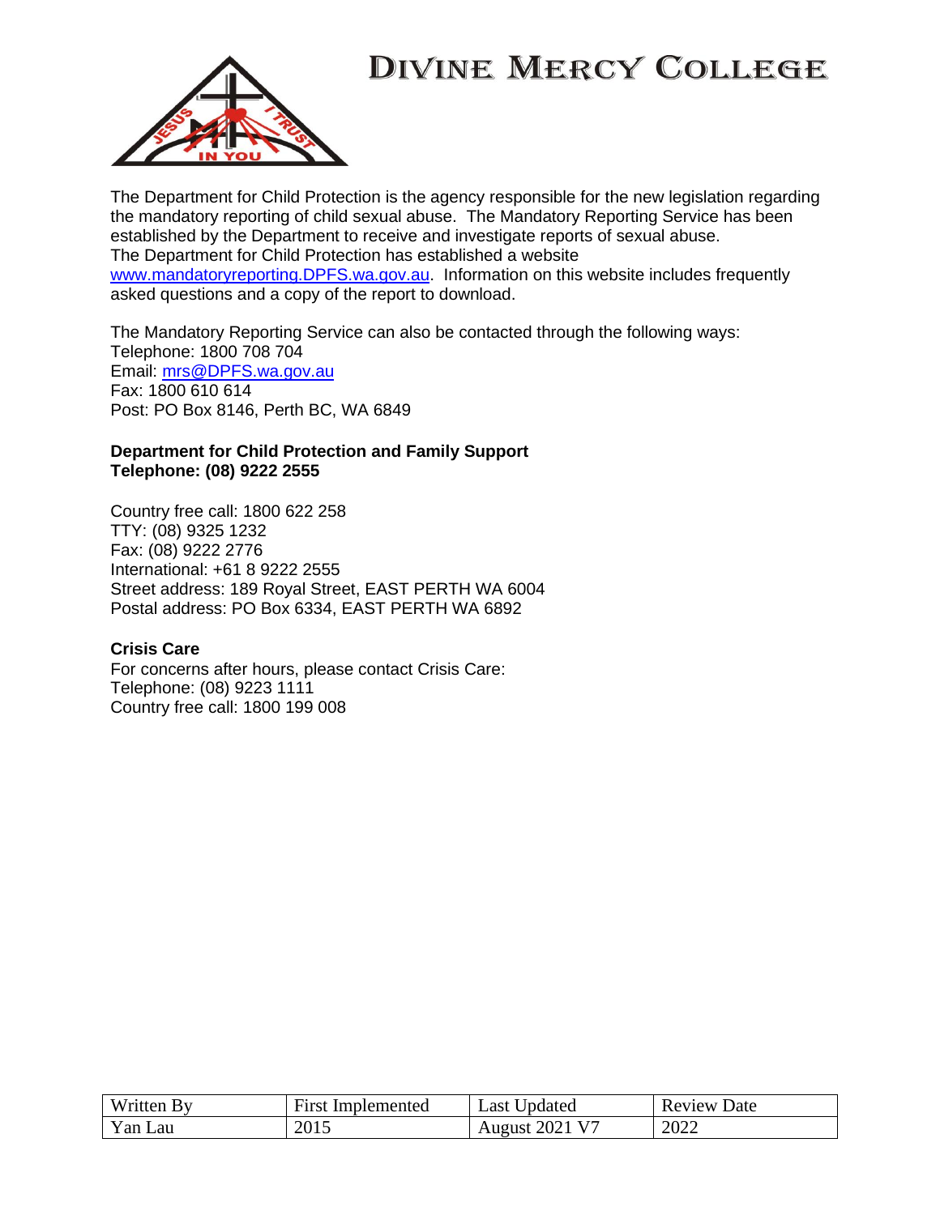# DIVINE MERCY COLLEGE

The Department for Child Protection is the agency responsible for the new legislation regarding the mandatory reporting of child sexual abuse. The Mandatory Reporting Service has been established by the Department to receive and investigate reports of sexual abuse. The Department for Child Protection has established a website www.mandatoryreporting.DPFS.wa.gov.au. Information on this website includes frequently asked questions and a copy of the report to download.

The Mandatory Reporting Service can also be contacted through the following ways:
Telephone: 1800 708 704
Email: mrs@DPFS.wa.gov.au
Fax: 1800 610 614
Post: PO Box 8146, Perth BC, WA 6849

**Department for Child Protection and Family Support**
**Telephone: (08) 9222 2555**

Country free call: 1800 622 258
TTY: (08) 9325 1232
Fax: (08) 9222 2776
International: +61 8 9222 2555
Street address: 189 Royal Street, EAST PERTH WA 6004
Postal address: PO Box 6334, EAST PERTH WA 6892

**Crisis Care**
For concerns after hours, please contact Crisis Care:
Telephone: (08) 9223 1111
Country free call: 1800 199 008

| Written By | First Implemented | Last Updated | Review Date |
|---|---|---|---|
| Yan Lau | 2015 | August 2021 V7 | 2022 |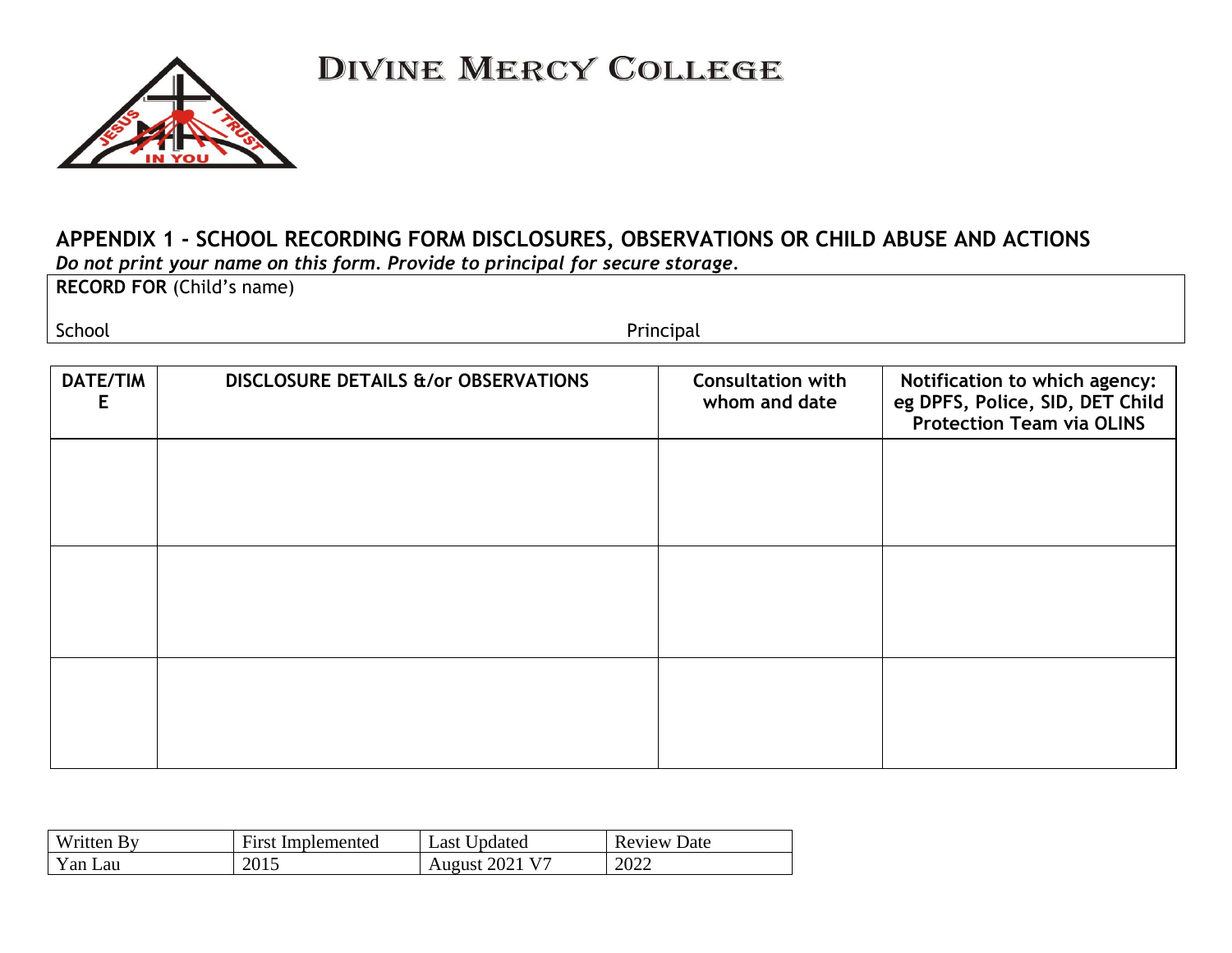# Divine Mercy College

## APPENDIX 1 - SCHOOL RECORDING FORM DISCLOSURES, OBSERVATIONS OR CHILD ABUSE AND ACTIONS

***Do not print your name on this form. Provide to principal for secure storage.***

**RECORD FOR** (Child's name)

School Principal

| DATE/TIME | DISCLOSURE DETAILS &/or OBSERVATIONS | Consultation with whom and date | Notification to which agency: eg DPFS, Police, SID, DET Child Protection Team via OLINS |
|---|---|---|---|
| | | | |
| | | | |
| | | | |

| Written By | First Implemented | Last Updated | Review Date |
|---|---|---|---|
| Yan Lau | 2015 | August 2021 V7 | 2022 |